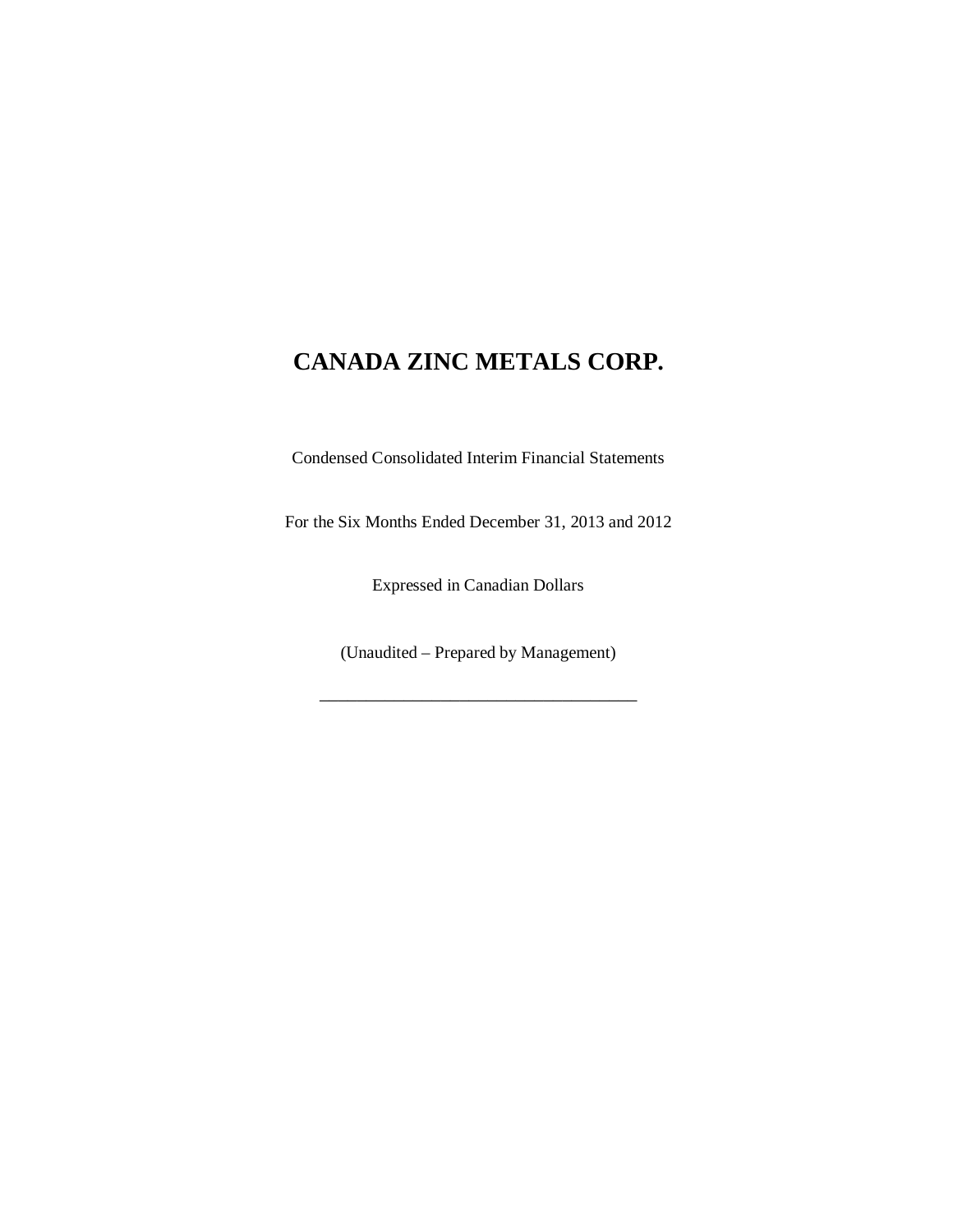# CANADA ZINC METALS CORP.

Condensed Consolidated Interim Financial Statements

For the Six Months Ended December 31, 2013 and 2012

Expressed in Canadian Dollars

(Unaudited – Prepared by Management)

---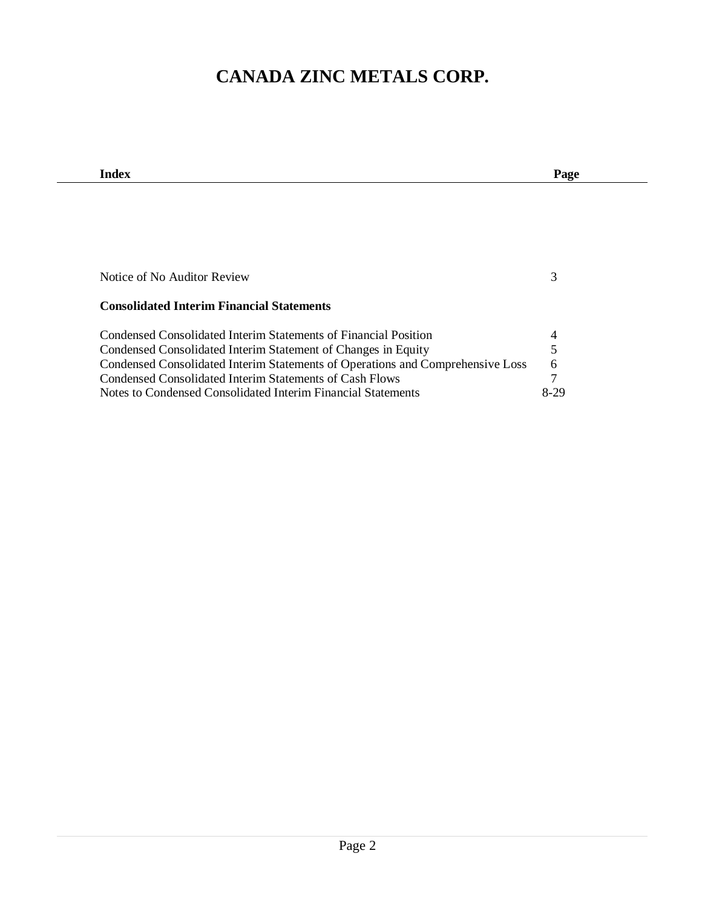# CANADA ZINC METALS CORP.

| Index | Page |
|---|---|
| Notice of No Auditor Review | 3 |
| **Consolidated Interim Financial Statements** | |
| Condensed Consolidated Interim Statements of Financial Position | 4 |
| Condensed Consolidated Interim Statement of Changes in Equity | 5 |
| Condensed Consolidated Interim Statements of Operations and Comprehensive Loss | 6 |
| Condensed Consolidated Interim Statements of Cash Flows | 7 |
| Notes to Condensed Consolidated Interim Financial Statements | 8-29 |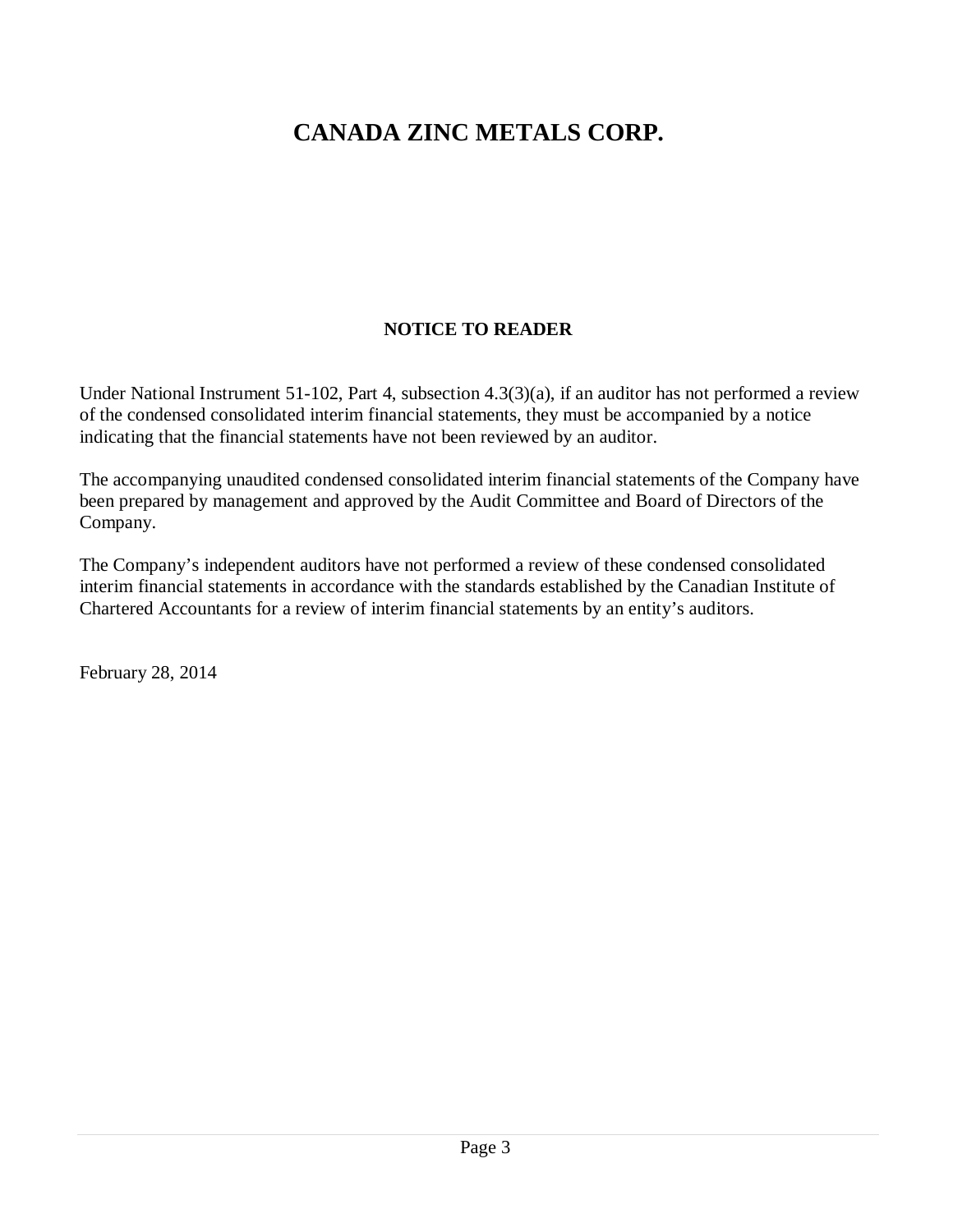# CANADA ZINC METALS CORP.

## NOTICE TO READER

Under National Instrument 51-102, Part 4, subsection 4.3(3)(a), if an auditor has not performed a review of the condensed consolidated interim financial statements, they must be accompanied by a notice indicating that the financial statements have not been reviewed by an auditor.

The accompanying unaudited condensed consolidated interim financial statements of the Company have been prepared by management and approved by the Audit Committee and Board of Directors of the Company.

The Company's independent auditors have not performed a review of these condensed consolidated interim financial statements in accordance with the standards established by the Canadian Institute of Chartered Accountants for a review of interim financial statements by an entity's auditors.

February 28, 2014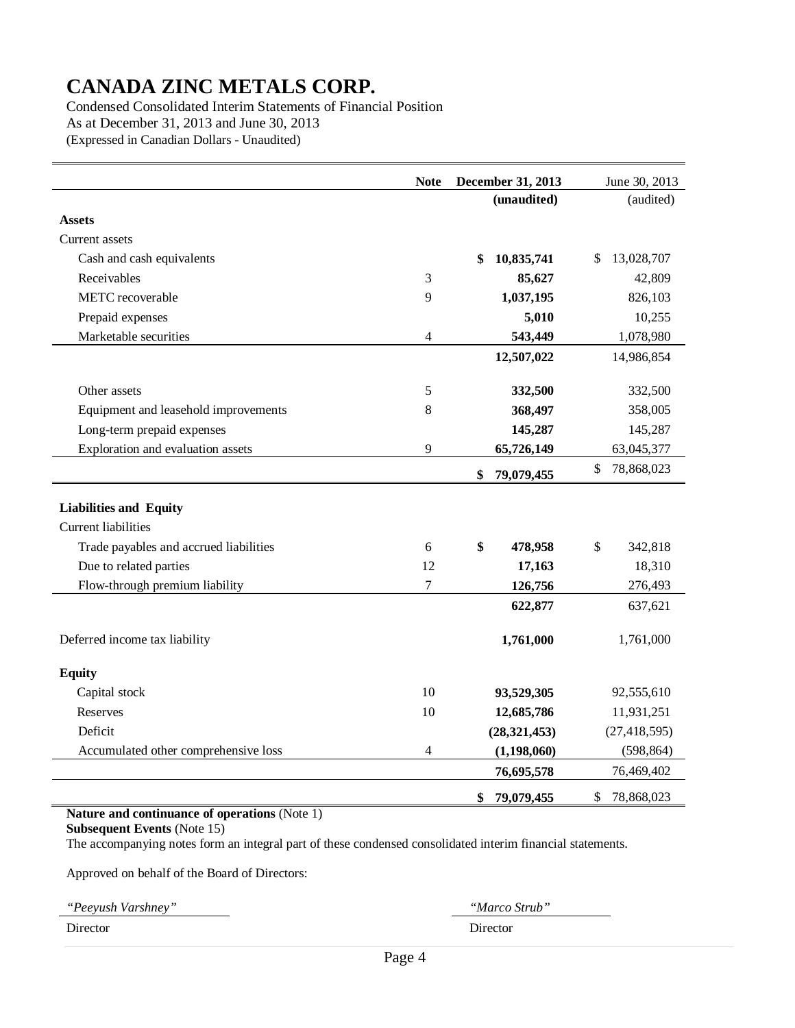# CANADA ZINC METALS CORP.

Condensed Consolidated Interim Statements of Financial Position
As at December 31, 2013 and June 30, 2013
(Expressed in Canadian Dollars - Unaudited)

| | Note | December 31, 2013 (unaudited) | June 30, 2013 (audited) |
|---|---|---|---|
| **Assets** | | | |
| Current assets | | | |
| Cash and cash equivalents | | **$ 10,835,741** | $ 13,028,707 |
| Receivables | 3 | **85,627** | 42,809 |
| METC recoverable | 9 | **1,037,195** | 826,103 |
| Prepaid expenses | | **5,010** | 10,255 |
| Marketable securities | 4 | **543,449** | 1,078,980 |
| | | **12,507,022** | 14,986,854 |
| Other assets | 5 | **332,500** | 332,500 |
| Equipment and leasehold improvements | 8 | **368,497** | 358,005 |
| Long-term prepaid expenses | | **145,287** | 145,287 |
| Exploration and evaluation assets | 9 | **65,726,149** | 63,045,377 |
| | | **$ 79,079,455** | $ 78,868,023 |
| **Liabilities and Equity** | | | |
| Current liabilities | | | |
| Trade payables and accrued liabilities | 6 | **$ 478,958** | $ 342,818 |
| Due to related parties | 12 | **17,163** | 18,310 |
| Flow-through premium liability | 7 | **126,756** | 276,493 |
| | | **622,877** | 637,621 |
| Deferred income tax liability | | **1,761,000** | 1,761,000 |
| **Equity** | | | |
| Capital stock | 10 | **93,529,305** | 92,555,610 |
| Reserves | 10 | **12,685,786** | 11,931,251 |
| Deficit | | **(28,321,453)** | (27,418,595) |
| Accumulated other comprehensive loss | 4 | **(1,198,060)** | (598,864) |
| | | **76,695,578** | 76,469,402 |
| | | **$ 79,079,455** | $ 78,868,023 |

**Nature and continuance of operations** (Note 1)
**Subsequent Events** (Note 15)
The accompanying notes form an integral part of these condensed consolidated interim financial statements.

Approved on behalf of the Board of Directors:

*"Peeyush Varshney"* — Director

*"Marco Strub"* — Director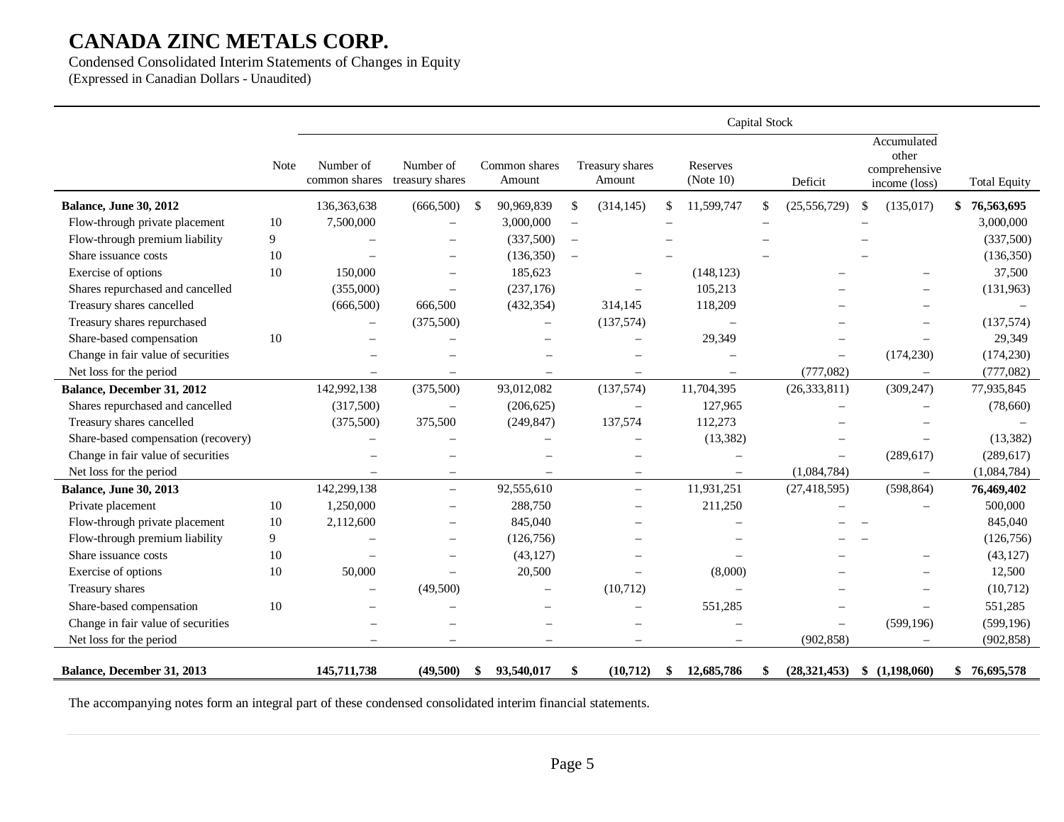# CANADA ZINC METALS CORP.

Condensed Consolidated Interim Statements of Changes in Equity
(Expressed in Canadian Dollars - Unaudited)

| | Note | Capital Stock | | | | | | | |
|---|---|---|---|---|---|---|---|---|---|
| | | Number of common shares | Number of treasury shares | Common shares Amount | Treasury shares Amount | Reserves (Note 10) | Deficit | Accumulated other comprehensive income (loss) | Total Equity |
| **Balance, June 30, 2012** | | 136,363,638 | (666,500) | $ 90,969,839 | $ (314,145) | $ 11,599,747 | $ (25,556,729) | $ (135,017) | **$ 76,563,695** |
| Flow-through private placement | 10 | 7,500,000 | – | 3,000,000 | – | – | – | – | 3,000,000 |
| Flow-through premium liability | 9 | – | – | (337,500) | – | – | – | – | (337,500) |
| Share issuance costs | 10 | – | – | (136,350) | – | – | – | – | (136,350) |
| Exercise of options | 10 | 150,000 | – | 185,623 | – | (148,123) | – | – | 37,500 |
| Shares repurchased and cancelled | | (355,000) | – | (237,176) | – | 105,213 | – | – | (131,963) |
| Treasury shares cancelled | | (666,500) | 666,500 | (432,354) | 314,145 | 118,209 | – | – | – |
| Treasury shares repurchased | | – | (375,500) | – | (137,574) | – | – | – | (137,574) |
| Share-based compensation | 10 | – | – | – | – | 29,349 | – | – | 29,349 |
| Change in fair value of securities | | – | – | – | – | – | – | (174,230) | (174,230) |
| Net loss for the period | | – | – | – | – | – | (777,082) | – | (777,082) |
| **Balance, December 31, 2012** | | 142,992,138 | (375,500) | 93,012,082 | (137,574) | 11,704,395 | (26,333,811) | (309,247) | 77,935,845 |
| Shares repurchased and cancelled | | (317,500) | – | (206,625) | – | 127,965 | – | – | (78,660) |
| Treasury shares cancelled | | (375,500) | 375,500 | (249,847) | 137,574 | 112,273 | – | – | – |
| Share-based compensation (recovery) | | – | – | – | – | (13,382) | – | – | (13,382) |
| Change in fair value of securities | | – | – | – | – | – | – | (289,617) | (289,617) |
| Net loss for the period | | – | – | – | – | – | (1,084,784) | – | (1,084,784) |
| **Balance, June 30, 2013** | | 142,299,138 | – | 92,555,610 | – | 11,931,251 | (27,418,595) | (598,864) | **76,469,402** |
| Private placement | 10 | 1,250,000 | – | 288,750 | – | 211,250 | – | – | 500,000 |
| Flow-through private placement | 10 | 2,112,600 | – | 845,040 | – | – | – | – | 845,040 |
| Flow-through premium liability | 9 | – | – | (126,756) | – | – | – | – | (126,756) |
| Share issuance costs | 10 | – | – | (43,127) | – | – | – | – | (43,127) |
| Exercise of options | 10 | 50,000 | – | 20,500 | – | (8,000) | – | – | 12,500 |
| Treasury shares | | – | (49,500) | – | (10,712) | – | – | – | (10,712) |
| Share-based compensation | 10 | – | – | – | – | 551,285 | – | – | 551,285 |
| Change in fair value of securities | | – | – | – | – | – | – | (599,196) | (599,196) |
| Net loss for the period | | – | – | – | – | – | (902,858) | – | (902,858) |
| **Balance, December 31, 2013** | | **145,711,738** | **(49,500)** | **$ 93,540,017** | **$ (10,712)** | **$ 12,685,786** | **$ (28,321,453)** | **$ (1,198,060)** | **$ 76,695,578** |

The accompanying notes form an integral part of these condensed consolidated interim financial statements.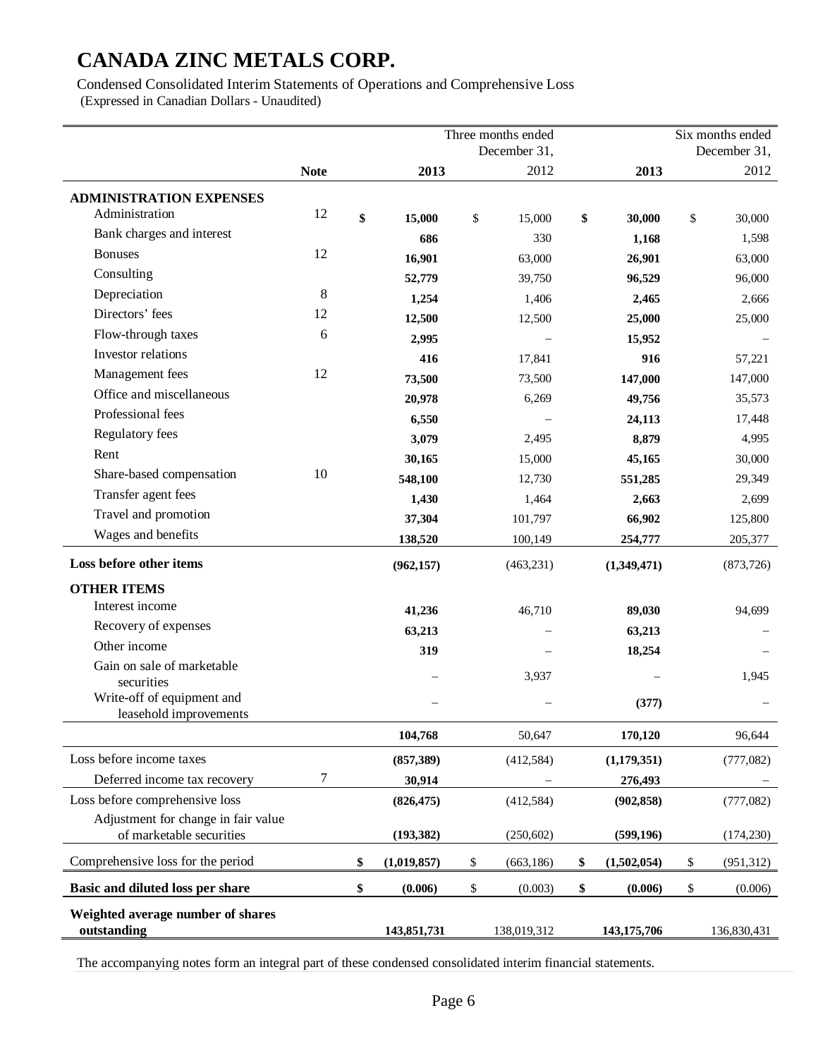# CANADA ZINC METALS CORP.

Condensed Consolidated Interim Statements of Operations and Comprehensive Loss
(Expressed in Canadian Dollars - Unaudited)

| | Note | Three months ended December 31, 2013 | Three months ended December 31, 2012 | Six months ended December 31, 2013 | Six months ended December 31, 2012 |
|---|---|---|---|---|---|
| **ADMINISTRATION EXPENSES** | | | | | |
| Administration | 12 | **$ 15,000** | $ 15,000 | **$ 30,000** | $ 30,000 |
| Bank charges and interest | | **686** | 330 | **1,168** | 1,598 |
| Bonuses | 12 | **16,901** | 63,000 | **26,901** | 63,000 |
| Consulting | | **52,779** | 39,750 | **96,529** | 96,000 |
| Depreciation | 8 | **1,254** | 1,406 | **2,465** | 2,666 |
| Directors' fees | 12 | **12,500** | 12,500 | **25,000** | 25,000 |
| Flow-through taxes | 6 | **2,995** | – | **15,952** | – |
| Investor relations | | **416** | 17,841 | **916** | 57,221 |
| Management fees | 12 | **73,500** | 73,500 | **147,000** | 147,000 |
| Office and miscellaneous | | **20,978** | 6,269 | **49,756** | 35,573 |
| Professional fees | | **6,550** | – | **24,113** | 17,448 |
| Regulatory fees | | **3,079** | 2,495 | **8,879** | 4,995 |
| Rent | | **30,165** | 15,000 | **45,165** | 30,000 |
| Share-based compensation | 10 | **548,100** | 12,730 | **551,285** | 29,349 |
| Transfer agent fees | | **1,430** | 1,464 | **2,663** | 2,699 |
| Travel and promotion | | **37,304** | 101,797 | **66,902** | 125,800 |
| Wages and benefits | | **138,520** | 100,149 | **254,777** | 205,377 |
| **Loss before other items** | | **(962,157)** | (463,231) | **(1,349,471)** | (873,726) |
| **OTHER ITEMS** | | | | | |
| Interest income | | **41,236** | 46,710 | **89,030** | 94,699 |
| Recovery of expenses | | **63,213** | – | **63,213** | – |
| Other income | | **319** | – | **18,254** | – |
| Gain on sale of marketable securities | | – | 3,937 | – | 1,945 |
| Write-off of equipment and leasehold improvements | | – | – | **(377)** | – |
| | | **104,768** | 50,647 | **170,120** | 96,644 |
| Loss before income taxes | | **(857,389)** | (412,584) | **(1,179,351)** | (777,082) |
| Deferred income tax recovery | 7 | **30,914** | – | **276,493** | – |
| Loss before comprehensive loss | | **(826,475)** | (412,584) | **(902,858)** | (777,082) |
| Adjustment for change in fair value of marketable securities | | **(193,382)** | (250,602) | **(599,196)** | (174,230) |
| Comprehensive loss for the period | | **$ (1,019,857)** | $ (663,186) | **$ (1,502,054)** | $ (951,312) |
| **Basic and diluted loss per share** | | **$ (0.006)** | $ (0.003) | **$ (0.006)** | $ (0.006) |
| **Weighted average number of shares outstanding** | | **143,851,731** | 138,019,312 | **143,175,706** | 136,830,431 |

The accompanying notes form an integral part of these condensed consolidated interim financial statements.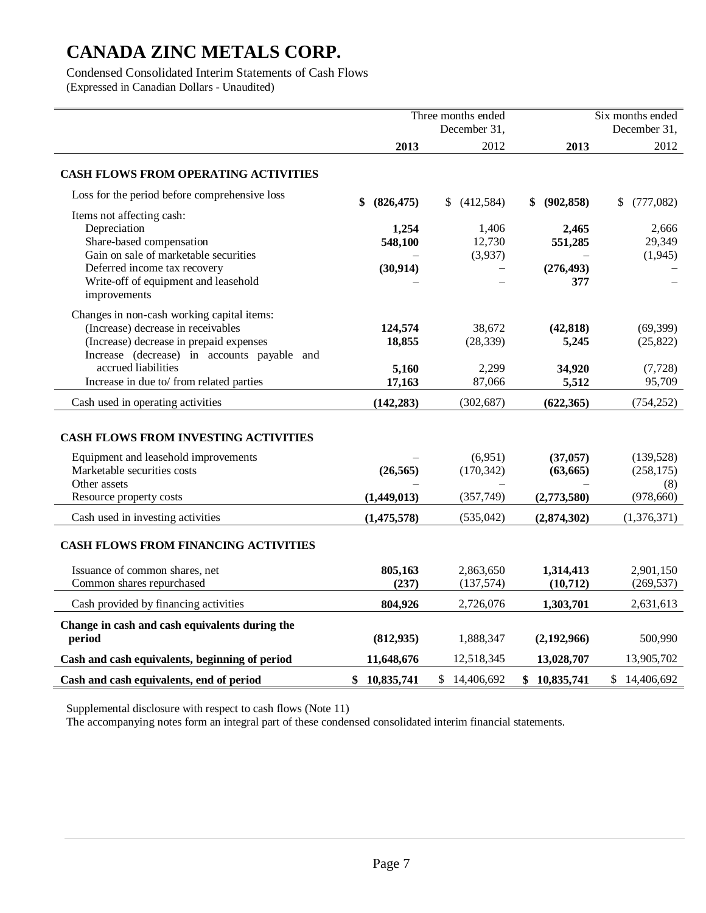# CANADA ZINC METALS CORP.

Condensed Consolidated Interim Statements of Cash Flows
(Expressed in Canadian Dollars - Unaudited)

| | Three months ended December 31, | | Six months ended December 31, | |
|---|---|---|---|---|
| | **2013** | 2012 | **2013** | 2012 |
| **CASH FLOWS FROM OPERATING ACTIVITIES** | | | | |
| Loss for the period before comprehensive loss | **$ (826,475)** | $ (412,584) | **$ (902,858)** | $ (777,082) |
| Items not affecting cash: | | | | |
| Depreciation | **1,254** | 1,406 | **2,465** | 2,666 |
| Share-based compensation | **548,100** | 12,730 | **551,285** | 29,349 |
| Gain on sale of marketable securities | **–** | (3,937) | **–** | (1,945) |
| Deferred income tax recovery | **(30,914)** | – | **(276,493)** | – |
| Write-off of equipment and leasehold improvements | **–** | – | **377** | – |
| Changes in non-cash working capital items: | | | | |
| (Increase) decrease in receivables | **124,574** | 38,672 | **(42,818)** | (69,399) |
| (Increase) decrease in prepaid expenses | **18,855** | (28,339) | **5,245** | (25,822) |
| Increase (decrease) in accounts payable and accrued liabilities | **5,160** | 2,299 | **34,920** | (7,728) |
| Increase in due to/ from related parties | **17,163** | 87,066 | **5,512** | 95,709 |
| Cash used in operating activities | **(142,283)** | (302,687) | **(622,365)** | (754,252) |
| **CASH FLOWS FROM INVESTING ACTIVITIES** | | | | |
| Equipment and leasehold improvements | **–** | (6,951) | **(37,057)** | (139,528) |
| Marketable securities costs | **(26,565)** | (170,342) | **(63,665)** | (258,175) |
| Other assets | **–** | – | **–** | (8) |
| Resource property costs | **(1,449,013)** | (357,749) | **(2,773,580)** | (978,660) |
| Cash used in investing activities | **(1,475,578)** | (535,042) | **(2,874,302)** | (1,376,371) |
| **CASH FLOWS FROM FINANCING ACTIVITIES** | | | | |
| Issuance of common shares, net | **805,163** | 2,863,650 | **1,314,413** | 2,901,150 |
| Common shares repurchased | **(237)** | (137,574) | **(10,712)** | (269,537) |
| Cash provided by financing activities | **804,926** | 2,726,076 | **1,303,701** | 2,631,613 |
| **Change in cash and cash equivalents during the period** | **(812,935)** | 1,888,347 | **(2,192,966)** | 500,990 |
| **Cash and cash equivalents, beginning of period** | **11,648,676** | 12,518,345 | **13,028,707** | 13,905,702 |
| **Cash and cash equivalents, end of period** | **$ 10,835,741** | $ 14,406,692 | **$ 10,835,741** | $ 14,406,692 |

Supplemental disclosure with respect to cash flows (Note 11)

The accompanying notes form an integral part of these condensed consolidated interim financial statements.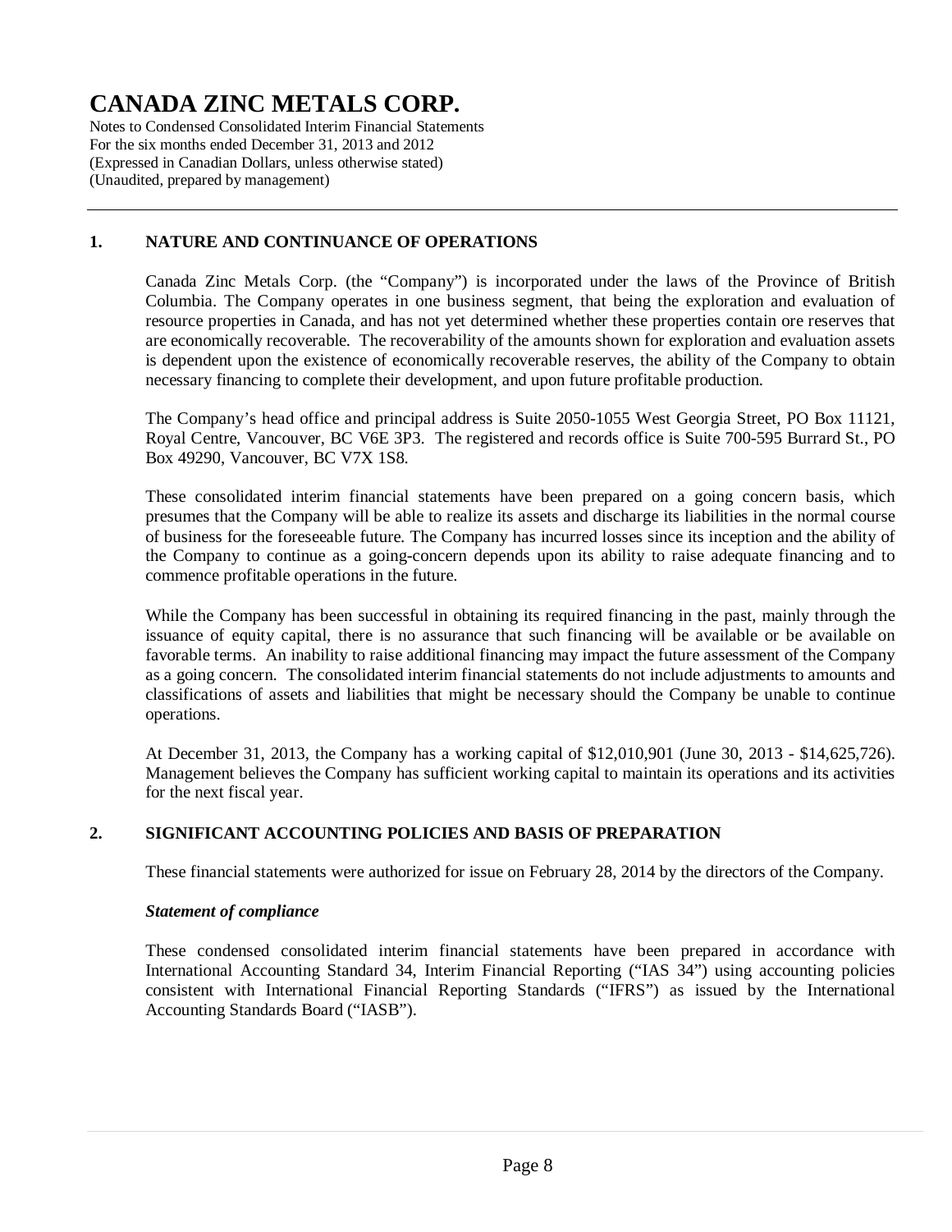# CANADA ZINC METALS CORP.

Notes to Condensed Consolidated Interim Financial Statements
For the six months ended December 31, 2013 and 2012
(Expressed in Canadian Dollars, unless otherwise stated)
(Unaudited, prepared by management)

## 1. NATURE AND CONTINUANCE OF OPERATIONS

Canada Zinc Metals Corp. (the "Company") is incorporated under the laws of the Province of British Columbia. The Company operates in one business segment, that being the exploration and evaluation of resource properties in Canada, and has not yet determined whether these properties contain ore reserves that are economically recoverable. The recoverability of the amounts shown for exploration and evaluation assets is dependent upon the existence of economically recoverable reserves, the ability of the Company to obtain necessary financing to complete their development, and upon future profitable production.

The Company's head office and principal address is Suite 2050-1055 West Georgia Street, PO Box 11121, Royal Centre, Vancouver, BC V6E 3P3. The registered and records office is Suite 700-595 Burrard St., PO Box 49290, Vancouver, BC V7X 1S8.

These consolidated interim financial statements have been prepared on a going concern basis, which presumes that the Company will be able to realize its assets and discharge its liabilities in the normal course of business for the foreseeable future. The Company has incurred losses since its inception and the ability of the Company to continue as a going-concern depends upon its ability to raise adequate financing and to commence profitable operations in the future.

While the Company has been successful in obtaining its required financing in the past, mainly through the issuance of equity capital, there is no assurance that such financing will be available or be available on favorable terms. An inability to raise additional financing may impact the future assessment of the Company as a going concern. The consolidated interim financial statements do not include adjustments to amounts and classifications of assets and liabilities that might be necessary should the Company be unable to continue operations.

At December 31, 2013, the Company has a working capital of $12,010,901 (June 30, 2013 - $14,625,726). Management believes the Company has sufficient working capital to maintain its operations and its activities for the next fiscal year.

## 2. SIGNIFICANT ACCOUNTING POLICIES AND BASIS OF PREPARATION

These financial statements were authorized for issue on February 28, 2014 by the directors of the Company.

***Statement of compliance***

These condensed consolidated interim financial statements have been prepared in accordance with International Accounting Standard 34, Interim Financial Reporting ("IAS 34") using accounting policies consistent with International Financial Reporting Standards ("IFRS") as issued by the International Accounting Standards Board ("IASB").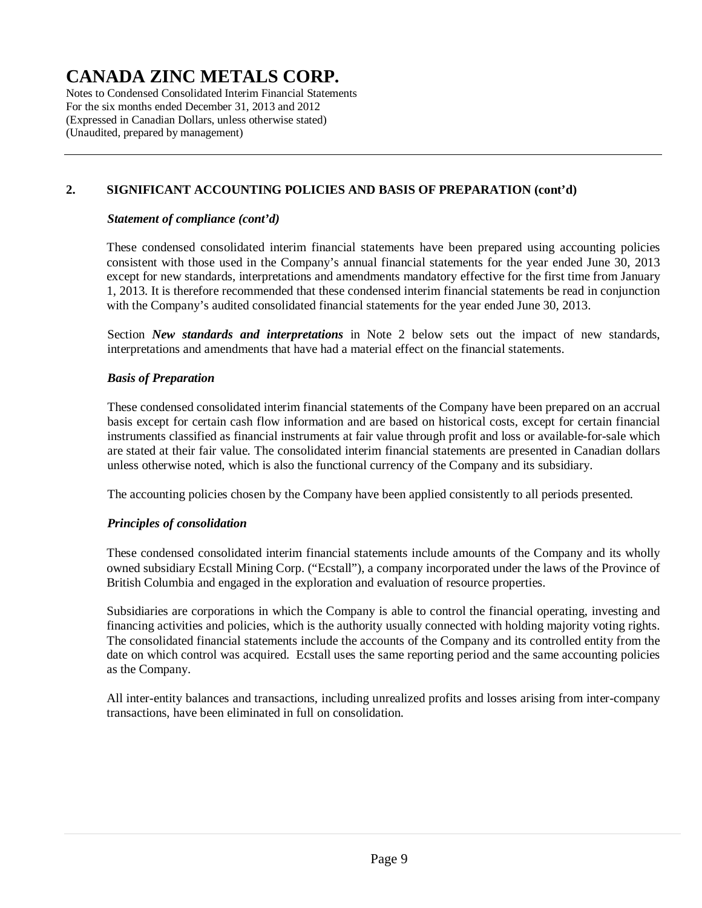## 2. SIGNIFICANT ACCOUNTING POLICIES AND BASIS OF PREPARATION (cont'd)

### *Statement of compliance (cont'd)*

These condensed consolidated interim financial statements have been prepared using accounting policies consistent with those used in the Company's annual financial statements for the year ended June 30, 2013 except for new standards, interpretations and amendments mandatory effective for the first time from January 1, 2013. It is therefore recommended that these condensed interim financial statements be read in conjunction with the Company's audited consolidated financial statements for the year ended June 30, 2013.

Section ***New standards and interpretations*** in Note 2 below sets out the impact of new standards, interpretations and amendments that have had a material effect on the financial statements.

### *Basis of Preparation*

These condensed consolidated interim financial statements of the Company have been prepared on an accrual basis except for certain cash flow information and are based on historical costs, except for certain financial instruments classified as financial instruments at fair value through profit and loss or available-for-sale which are stated at their fair value. The consolidated interim financial statements are presented in Canadian dollars unless otherwise noted, which is also the functional currency of the Company and its subsidiary.

The accounting policies chosen by the Company have been applied consistently to all periods presented.

### *Principles of consolidation*

These condensed consolidated interim financial statements include amounts of the Company and its wholly owned subsidiary Ecstall Mining Corp. ("Ecstall"), a company incorporated under the laws of the Province of British Columbia and engaged in the exploration and evaluation of resource properties.

Subsidiaries are corporations in which the Company is able to control the financial operating, investing and financing activities and policies, which is the authority usually connected with holding majority voting rights. The consolidated financial statements include the accounts of the Company and its controlled entity from the date on which control was acquired. Ecstall uses the same reporting period and the same accounting policies as the Company.

All inter-entity balances and transactions, including unrealized profits and losses arising from inter-company transactions, have been eliminated in full on consolidation.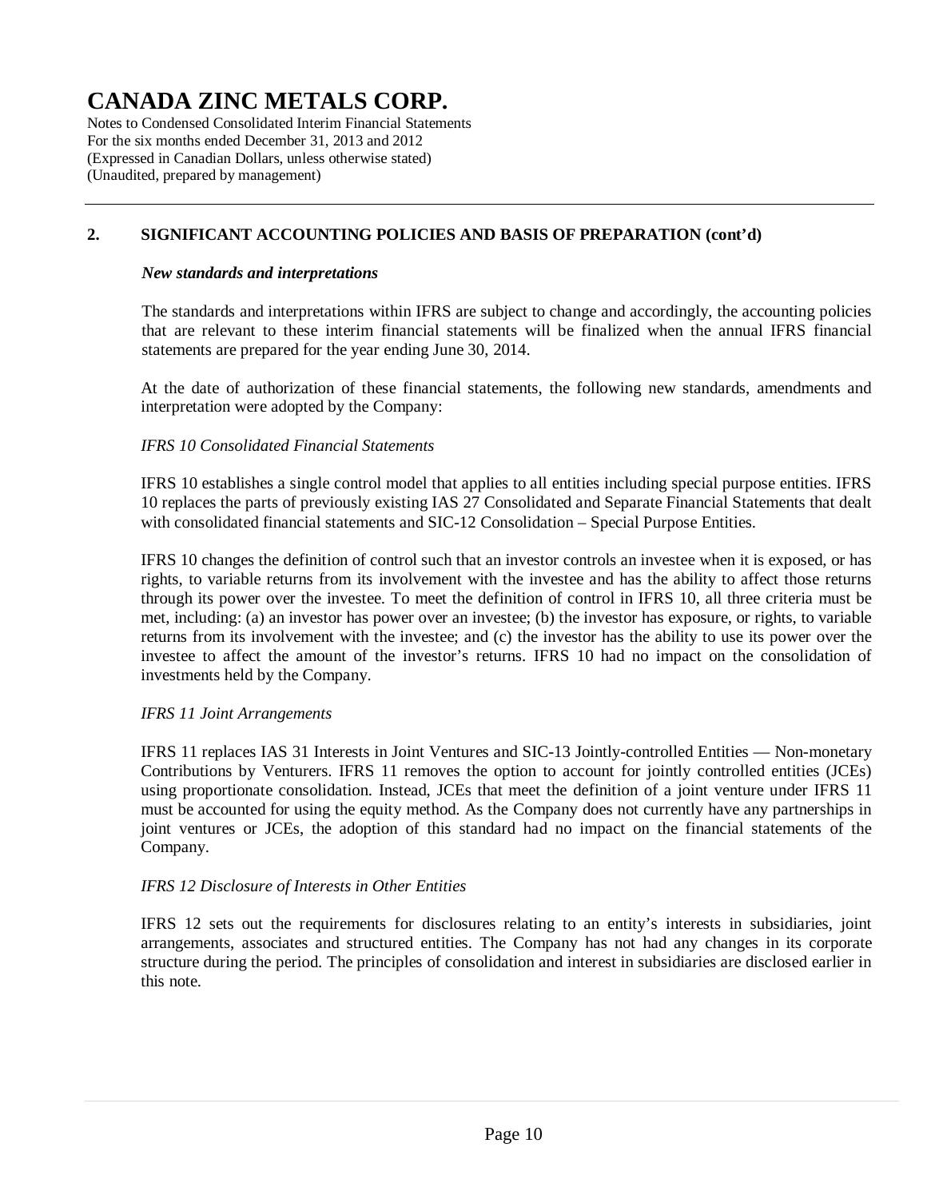## 2. SIGNIFICANT ACCOUNTING POLICIES AND BASIS OF PREPARATION (cont'd)

### *New standards and interpretations*

The standards and interpretations within IFRS are subject to change and accordingly, the accounting policies that are relevant to these interim financial statements will be finalized when the annual IFRS financial statements are prepared for the year ending June 30, 2014.

At the date of authorization of these financial statements, the following new standards, amendments and interpretation were adopted by the Company:

*IFRS 10 Consolidated Financial Statements*

IFRS 10 establishes a single control model that applies to all entities including special purpose entities. IFRS 10 replaces the parts of previously existing IAS 27 Consolidated and Separate Financial Statements that dealt with consolidated financial statements and SIC-12 Consolidation – Special Purpose Entities.

IFRS 10 changes the definition of control such that an investor controls an investee when it is exposed, or has rights, to variable returns from its involvement with the investee and has the ability to affect those returns through its power over the investee. To meet the definition of control in IFRS 10, all three criteria must be met, including: (a) an investor has power over an investee; (b) the investor has exposure, or rights, to variable returns from its involvement with the investee; and (c) the investor has the ability to use its power over the investee to affect the amount of the investor's returns. IFRS 10 had no impact on the consolidation of investments held by the Company.

*IFRS 11 Joint Arrangements*

IFRS 11 replaces IAS 31 Interests in Joint Ventures and SIC-13 Jointly-controlled Entities — Non-monetary Contributions by Venturers. IFRS 11 removes the option to account for jointly controlled entities (JCEs) using proportionate consolidation. Instead, JCEs that meet the definition of a joint venture under IFRS 11 must be accounted for using the equity method. As the Company does not currently have any partnerships in joint ventures or JCEs, the adoption of this standard had no impact on the financial statements of the Company.

*IFRS 12 Disclosure of Interests in Other Entities*

IFRS 12 sets out the requirements for disclosures relating to an entity's interests in subsidiaries, joint arrangements, associates and structured entities. The Company has not had any changes in its corporate structure during the period. The principles of consolidation and interest in subsidiaries are disclosed earlier in this note.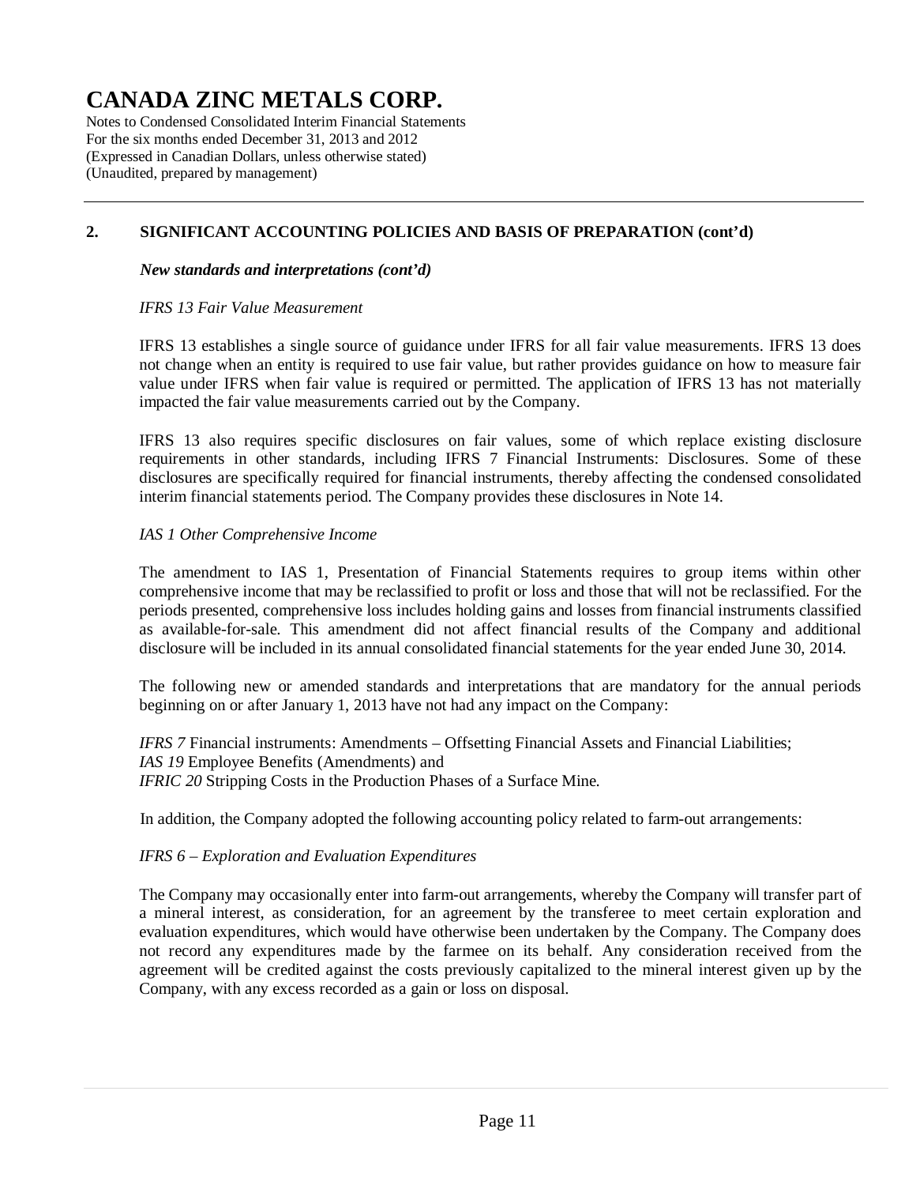# CANADA ZINC METALS CORP.

Notes to Condensed Consolidated Interim Financial Statements
For the six months ended December 31, 2013 and 2012
(Expressed in Canadian Dollars, unless otherwise stated)
(Unaudited, prepared by management)

## 2. SIGNIFICANT ACCOUNTING POLICIES AND BASIS OF PREPARATION (cont'd)

***New standards and interpretations (cont'd)***

*IFRS 13 Fair Value Measurement*

IFRS 13 establishes a single source of guidance under IFRS for all fair value measurements. IFRS 13 does not change when an entity is required to use fair value, but rather provides guidance on how to measure fair value under IFRS when fair value is required or permitted. The application of IFRS 13 has not materially impacted the fair value measurements carried out by the Company.

IFRS 13 also requires specific disclosures on fair values, some of which replace existing disclosure requirements in other standards, including IFRS 7 Financial Instruments: Disclosures. Some of these disclosures are specifically required for financial instruments, thereby affecting the condensed consolidated interim financial statements period. The Company provides these disclosures in Note 14.

*IAS 1 Other Comprehensive Income*

The amendment to IAS 1, Presentation of Financial Statements requires to group items within other comprehensive income that may be reclassified to profit or loss and those that will not be reclassified. For the periods presented, comprehensive loss includes holding gains and losses from financial instruments classified as available-for-sale. This amendment did not affect financial results of the Company and additional disclosure will be included in its annual consolidated financial statements for the year ended June 30, 2014.

The following new or amended standards and interpretations that are mandatory for the annual periods beginning on or after January 1, 2013 have not had any impact on the Company:

*IFRS 7* Financial instruments: Amendments – Offsetting Financial Assets and Financial Liabilities;
*IAS 19* Employee Benefits (Amendments) and
*IFRIC 20* Stripping Costs in the Production Phases of a Surface Mine.

In addition, the Company adopted the following accounting policy related to farm-out arrangements:

*IFRS 6 – Exploration and Evaluation Expenditures*

The Company may occasionally enter into farm-out arrangements, whereby the Company will transfer part of a mineral interest, as consideration, for an agreement by the transferee to meet certain exploration and evaluation expenditures, which would have otherwise been undertaken by the Company. The Company does not record any expenditures made by the farmee on its behalf. Any consideration received from the agreement will be credited against the costs previously capitalized to the mineral interest given up by the Company, with any excess recorded as a gain or loss on disposal.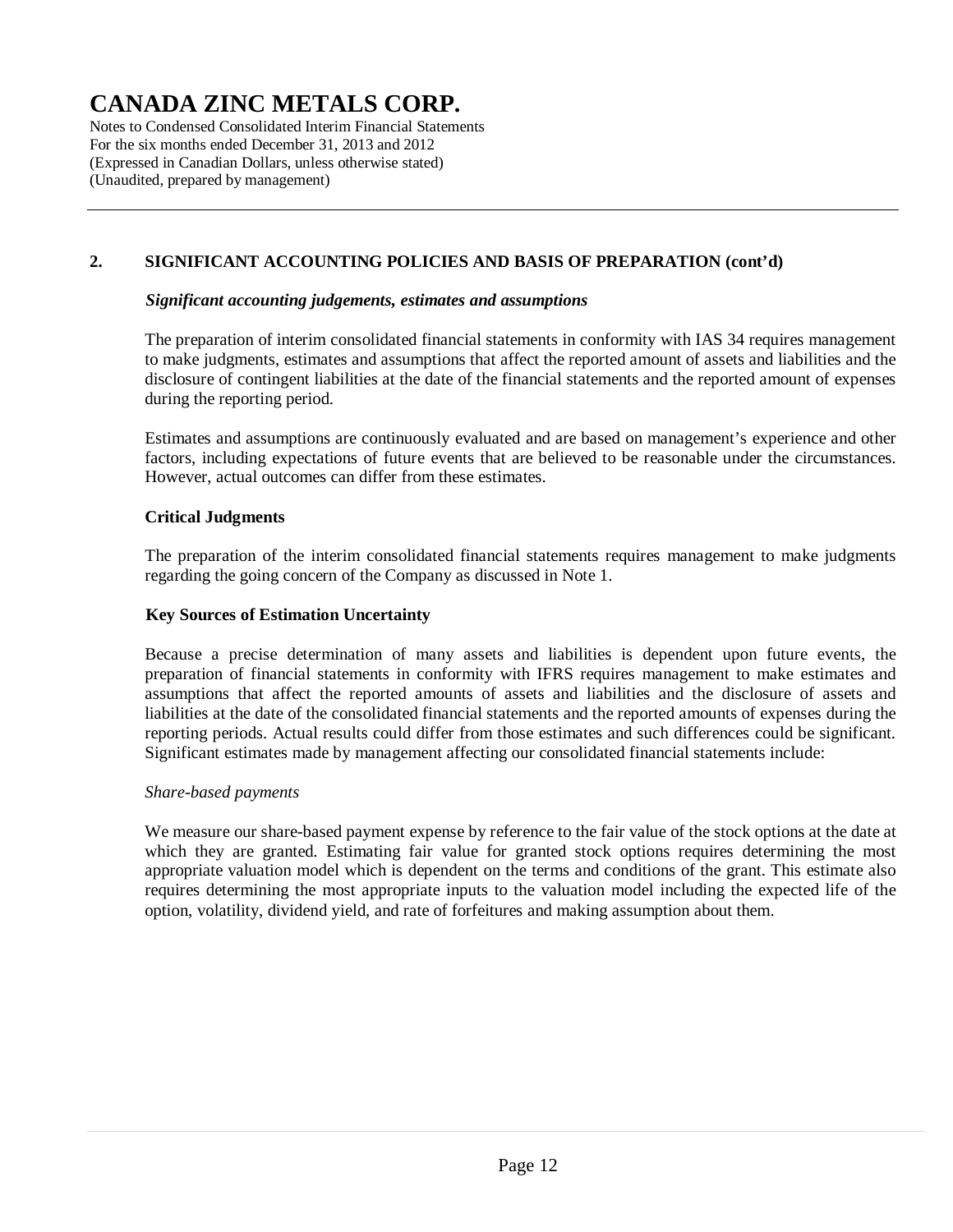## 2. SIGNIFICANT ACCOUNTING POLICIES AND BASIS OF PREPARATION (cont'd)

***Significant accounting judgements, estimates and assumptions***

The preparation of interim consolidated financial statements in conformity with IAS 34 requires management to make judgments, estimates and assumptions that affect the reported amount of assets and liabilities and the disclosure of contingent liabilities at the date of the financial statements and the reported amount of expenses during the reporting period.

Estimates and assumptions are continuously evaluated and are based on management's experience and other factors, including expectations of future events that are believed to be reasonable under the circumstances. However, actual outcomes can differ from these estimates.

**Critical Judgments**

The preparation of the interim consolidated financial statements requires management to make judgments regarding the going concern of the Company as discussed in Note 1.

**Key Sources of Estimation Uncertainty**

Because a precise determination of many assets and liabilities is dependent upon future events, the preparation of financial statements in conformity with IFRS requires management to make estimates and assumptions that affect the reported amounts of assets and liabilities and the disclosure of assets and liabilities at the date of the consolidated financial statements and the reported amounts of expenses during the reporting periods. Actual results could differ from those estimates and such differences could be significant. Significant estimates made by management affecting our consolidated financial statements include:

*Share-based payments*

We measure our share-based payment expense by reference to the fair value of the stock options at the date at which they are granted. Estimating fair value for granted stock options requires determining the most appropriate valuation model which is dependent on the terms and conditions of the grant. This estimate also requires determining the most appropriate inputs to the valuation model including the expected life of the option, volatility, dividend yield, and rate of forfeitures and making assumption about them.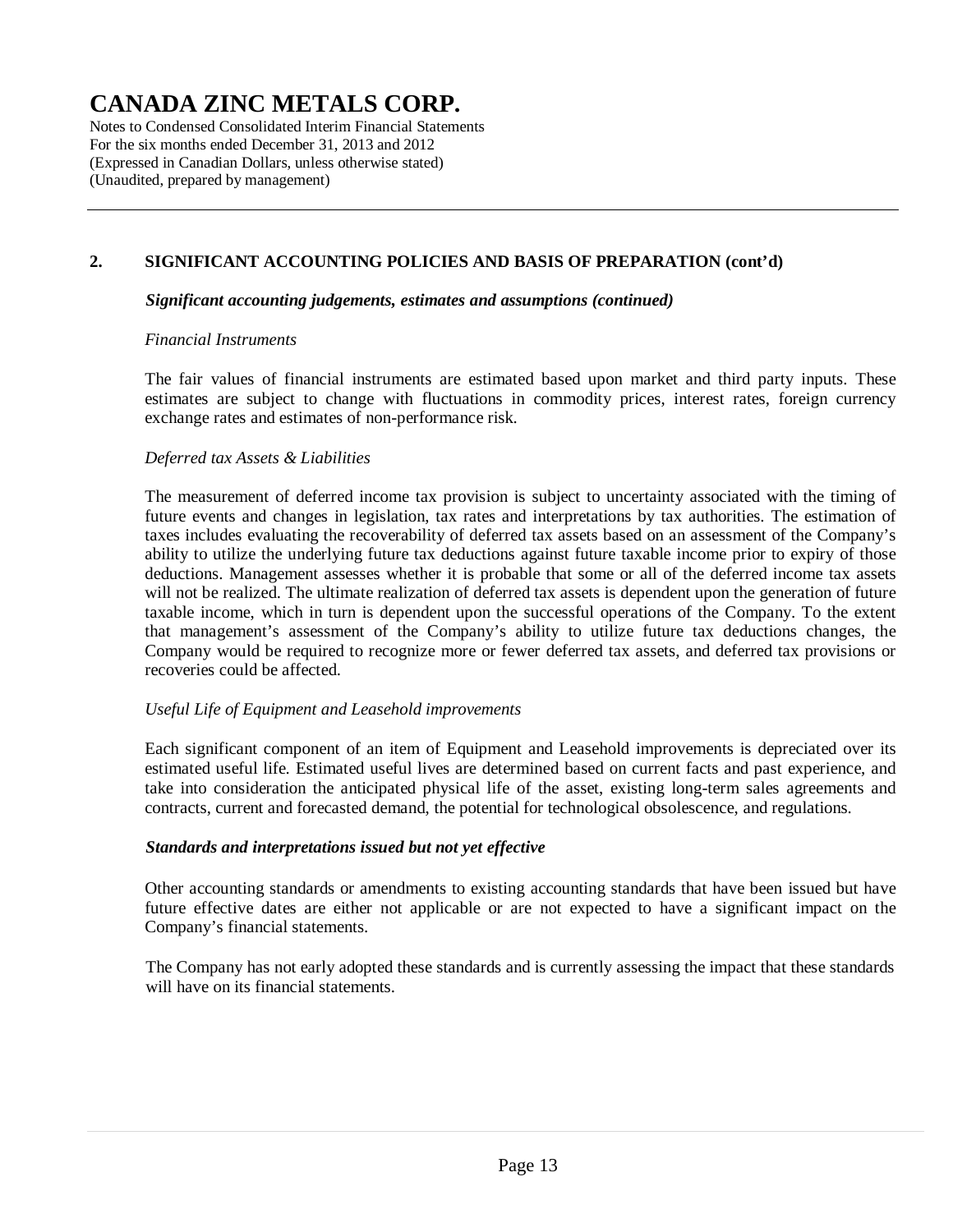## 2. SIGNIFICANT ACCOUNTING POLICIES AND BASIS OF PREPARATION (cont'd)

***Significant accounting judgements, estimates and assumptions (continued)***

*Financial Instruments*

The fair values of financial instruments are estimated based upon market and third party inputs. These estimates are subject to change with fluctuations in commodity prices, interest rates, foreign currency exchange rates and estimates of non-performance risk.

*Deferred tax Assets & Liabilities*

The measurement of deferred income tax provision is subject to uncertainty associated with the timing of future events and changes in legislation, tax rates and interpretations by tax authorities. The estimation of taxes includes evaluating the recoverability of deferred tax assets based on an assessment of the Company's ability to utilize the underlying future tax deductions against future taxable income prior to expiry of those deductions. Management assesses whether it is probable that some or all of the deferred income tax assets will not be realized. The ultimate realization of deferred tax assets is dependent upon the generation of future taxable income, which in turn is dependent upon the successful operations of the Company. To the extent that management's assessment of the Company's ability to utilize future tax deductions changes, the Company would be required to recognize more or fewer deferred tax assets, and deferred tax provisions or recoveries could be affected.

*Useful Life of Equipment and Leasehold improvements*

Each significant component of an item of Equipment and Leasehold improvements is depreciated over its estimated useful life. Estimated useful lives are determined based on current facts and past experience, and take into consideration the anticipated physical life of the asset, existing long-term sales agreements and contracts, current and forecasted demand, the potential for technological obsolescence, and regulations.

***Standards and interpretations issued but not yet effective***

Other accounting standards or amendments to existing accounting standards that have been issued but have future effective dates are either not applicable or are not expected to have a significant impact on the Company's financial statements.

The Company has not early adopted these standards and is currently assessing the impact that these standards will have on its financial statements.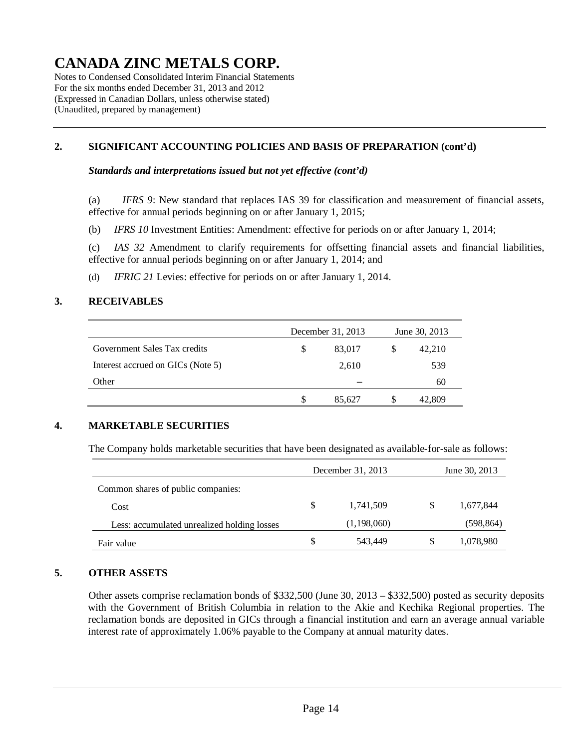# CANADA ZINC METALS CORP.

Notes to Condensed Consolidated Interim Financial Statements
For the six months ended December 31, 2013 and 2012
(Expressed in Canadian Dollars, unless otherwise stated)
(Unaudited, prepared by management)

## 2. SIGNIFICANT ACCOUNTING POLICIES AND BASIS OF PREPARATION (cont'd)

***Standards and interpretations issued but not yet effective (cont'd)***

(a) *IFRS 9*: New standard that replaces IAS 39 for classification and measurement of financial assets, effective for annual periods beginning on or after January 1, 2015;

(b) *IFRS 10* Investment Entities: Amendment: effective for periods on or after January 1, 2014;

(c) *IAS 32* Amendment to clarify requirements for offsetting financial assets and financial liabilities, effective for annual periods beginning on or after January 1, 2014; and

(d) *IFRIC 21* Levies: effective for periods on or after January 1, 2014.

## 3. RECEIVABLES

| | December 31, 2013 | June 30, 2013 |
|---|---|---|
| Government Sales Tax credits | $ 83,017 | $ 42,210 |
| Interest accrued on GICs (Note 5) | 2,610 | 539 |
| Other | – | 60 |
| | $ 85,627 | $ 42,809 |

## 4. MARKETABLE SECURITIES

The Company holds marketable securities that have been designated as available-for-sale as follows:

| | December 31, 2013 | June 30, 2013 |
|---|---|---|
| Common shares of public companies: | | |
| Cost | $ 1,741,509 | $ 1,677,844 |
| Less: accumulated unrealized holding losses | (1,198,060) | (598,864) |
| Fair value | $ 543,449 | $ 1,078,980 |

## 5. OTHER ASSETS

Other assets comprise reclamation bonds of $332,500 (June 30, 2013 – $332,500) posted as security deposits with the Government of British Columbia in relation to the Akie and Kechika Regional properties. The reclamation bonds are deposited in GICs through a financial institution and earn an average annual variable interest rate of approximately 1.06% payable to the Company at annual maturity dates.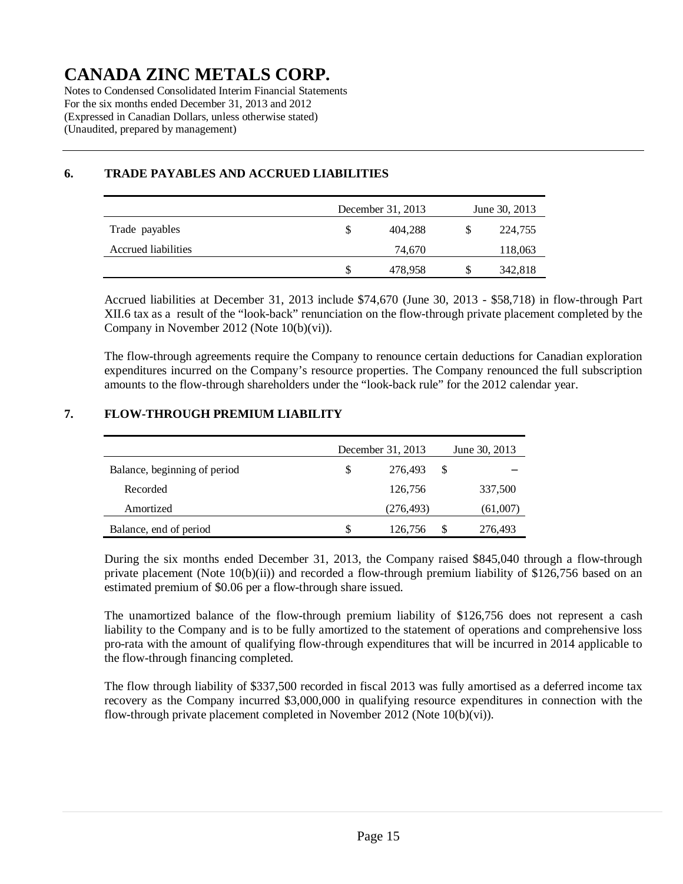# CANADA ZINC METALS CORP.

Notes to Condensed Consolidated Interim Financial Statements
For the six months ended December 31, 2013 and 2012
(Expressed in Canadian Dollars, unless otherwise stated)
(Unaudited, prepared by management)

## 6. TRADE PAYABLES AND ACCRUED LIABILITIES

| | December 31, 2013 | June 30, 2013 |
|---|---|---|
| Trade payables | $ 404,288 | $ 224,755 |
| Accrued liabilities | 74,670 | 118,063 |
| | $ 478,958 | $ 342,818 |

Accrued liabilities at December 31, 2013 include $74,670 (June 30, 2013 - $58,718) in flow-through Part XII.6 tax as a result of the "look-back" renunciation on the flow-through private placement completed by the Company in November 2012 (Note 10(b)(vi)).

The flow-through agreements require the Company to renounce certain deductions for Canadian exploration expenditures incurred on the Company's resource properties. The Company renounced the full subscription amounts to the flow-through shareholders under the "look-back rule" for the 2012 calendar year.

## 7. FLOW-THROUGH PREMIUM LIABILITY

| | December 31, 2013 | June 30, 2013 |
|---|---|---|
| Balance, beginning of period | $ 276,493 | $ – |
| Recorded | 126,756 | 337,500 |
| Amortized | (276,493) | (61,007) |
| Balance, end of period | $ 126,756 | $ 276,493 |

During the six months ended December 31, 2013, the Company raised $845,040 through a flow-through private placement (Note 10(b)(ii)) and recorded a flow-through premium liability of $126,756 based on an estimated premium of $0.06 per a flow-through share issued.

The unamortized balance of the flow-through premium liability of $126,756 does not represent a cash liability to the Company and is to be fully amortized to the statement of operations and comprehensive loss pro-rata with the amount of qualifying flow-through expenditures that will be incurred in 2014 applicable to the flow-through financing completed.

The flow through liability of $337,500 recorded in fiscal 2013 was fully amortised as a deferred income tax recovery as the Company incurred $3,000,000 in qualifying resource expenditures in connection with the flow-through private placement completed in November 2012 (Note 10(b)(vi)).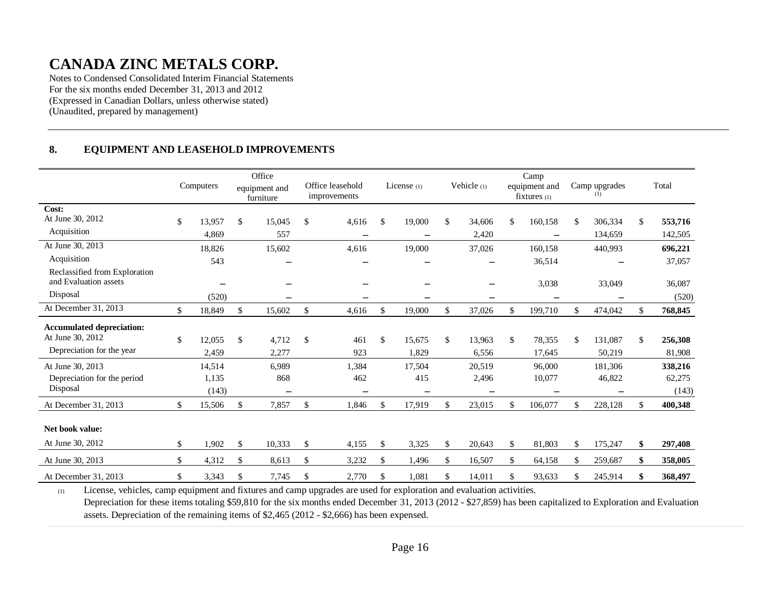# CANADA ZINC METALS CORP.

Notes to Condensed Consolidated Interim Financial Statements
For the six months ended December 31, 2013 and 2012
(Expressed in Canadian Dollars, unless otherwise stated)
(Unaudited, prepared by management)

## 8. EQUIPMENT AND LEASEHOLD IMPROVEMENTS

| | Computers | Office equipment and furniture | Office leasehold improvements | License (1) | Vehicle (1) | Camp equipment and fixtures (1) | Camp upgrades (1) | Total |
|---|---|---|---|---|---|---|---|---|
| **Cost:** | | | | | | | | |
| At June 30, 2012 | $ 13,957 | $ 15,045 | $ 4,616 | $ 19,000 | $ 34,606 | $ 160,158 | $ 306,334 | $ **553,716** |
| Acquisition | 4,869 | 557 | – | – | 2,420 | – | 134,659 | 142,505 |
| At June 30, 2013 | 18,826 | 15,602 | 4,616 | 19,000 | 37,026 | 160,158 | 440,993 | **696,221** |
| Acquisition | 543 | – | – | – | – | 36,514 | – | 37,057 |
| Reclassified from Exploration and Evaluation assets | – | – | – | – | – | 3,038 | 33,049 | 36,087 |
| Disposal | (520) | – | – | – | – | – | – | (520) |
| At December 31, 2013 | $ 18,849 | $ 15,602 | $ 4,616 | $ 19,000 | $ 37,026 | $ 199,710 | $ 474,042 | $ **768,845** |
| **Accumulated depreciation:** | | | | | | | | |
| At June 30, 2012 | $ 12,055 | $ 4,712 | $ 461 | $ 15,675 | $ 13,963 | $ 78,355 | $ 131,087 | $ **256,308** |
| Depreciation for the year | 2,459 | 2,277 | 923 | 1,829 | 6,556 | 17,645 | 50,219 | 81,908 |
| At June 30, 2013 | 14,514 | 6,989 | 1,384 | 17,504 | 20,519 | 96,000 | 181,306 | **338,216** |
| Depreciation for the period | 1,135 | 868 | 462 | 415 | 2,496 | 10,077 | 46,822 | 62,275 |
| Disposal | (143) | – | – | – | – | – | – | (143) |
| At December 31, 2013 | $ 15,506 | $ 7,857 | $ 1,846 | $ 17,919 | $ 23,015 | $ 106,077 | $ 228,128 | $ **400,348** |
| **Net book value:** | | | | | | | | |
| At June 30, 2012 | $ 1,902 | $ 10,333 | $ 4,155 | $ 3,325 | $ 20,643 | $ 81,803 | $ 175,247 | **$ 297,408** |
| At June 30, 2013 | $ 4,312 | $ 8,613 | $ 3,232 | $ 1,496 | $ 16,507 | $ 64,158 | $ 259,687 | **$ 358,005** |
| At December 31, 2013 | $ 3,343 | $ 7,745 | $ 2,770 | $ 1,081 | $ 14,011 | $ 93,633 | $ 245,914 | **$ 368,497** |

(1) License, vehicles, camp equipment and fixtures and camp upgrades are used for exploration and evaluation activities. Depreciation for these items totaling $59,810 for the six months ended December 31, 2013 (2012 - $27,859) has been capitalized to Exploration and Evaluation assets. Depreciation of the remaining items of $2,465 (2012 - $2,666) has been expensed.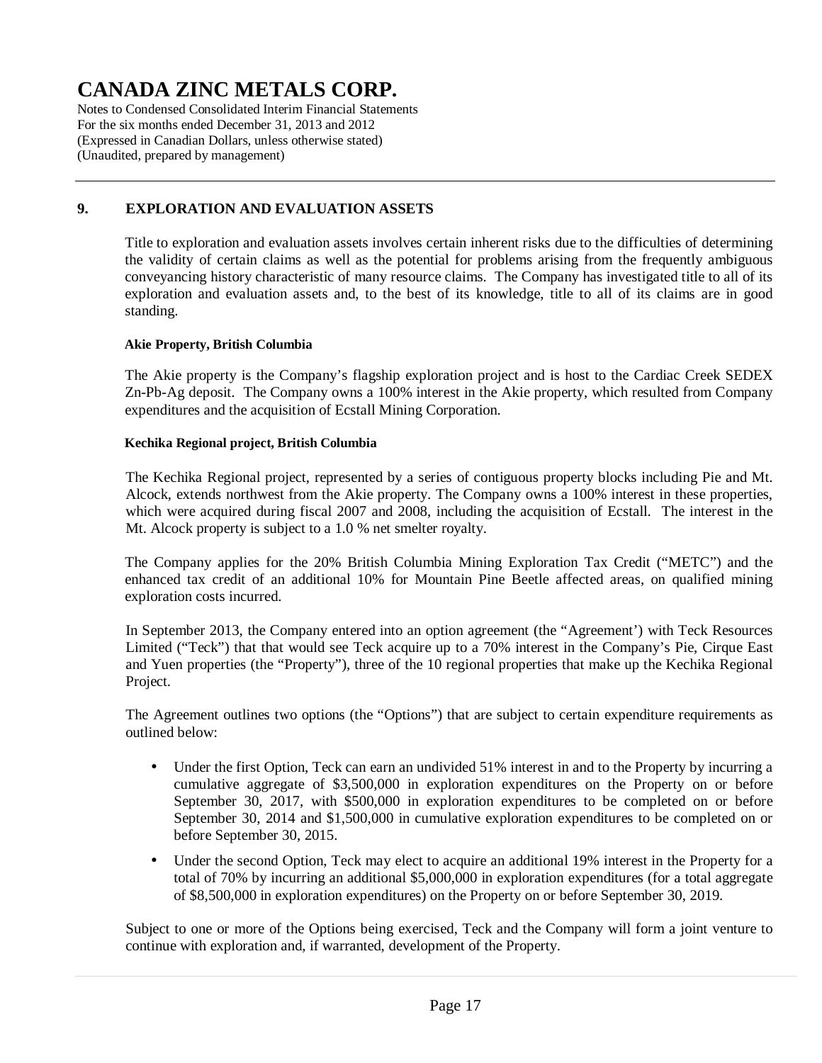## 9. EXPLORATION AND EVALUATION ASSETS

Title to exploration and evaluation assets involves certain inherent risks due to the difficulties of determining the validity of certain claims as well as the potential for problems arising from the frequently ambiguous conveyancing history characteristic of many resource claims. The Company has investigated title to all of its exploration and evaluation assets and, to the best of its knowledge, title to all of its claims are in good standing.

**Akie Property, British Columbia**

The Akie property is the Company's flagship exploration project and is host to the Cardiac Creek SEDEX Zn-Pb-Ag deposit. The Company owns a 100% interest in the Akie property, which resulted from Company expenditures and the acquisition of Ecstall Mining Corporation.

**Kechika Regional project, British Columbia**

The Kechika Regional project, represented by a series of contiguous property blocks including Pie and Mt. Alcock, extends northwest from the Akie property. The Company owns a 100% interest in these properties, which were acquired during fiscal 2007 and 2008, including the acquisition of Ecstall. The interest in the Mt. Alcock property is subject to a 1.0 % net smelter royalty.

The Company applies for the 20% British Columbia Mining Exploration Tax Credit ("METC") and the enhanced tax credit of an additional 10% for Mountain Pine Beetle affected areas, on qualified mining exploration costs incurred.

In September 2013, the Company entered into an option agreement (the "Agreement') with Teck Resources Limited ("Teck") that that would see Teck acquire up to a 70% interest in the Company's Pie, Cirque East and Yuen properties (the "Property"), three of the 10 regional properties that make up the Kechika Regional Project.

The Agreement outlines two options (the "Options") that are subject to certain expenditure requirements as outlined below:

- Under the first Option, Teck can earn an undivided 51% interest in and to the Property by incurring a cumulative aggregate of $3,500,000 in exploration expenditures on the Property on or before September 30, 2017, with $500,000 in exploration expenditures to be completed on or before September 30, 2014 and $1,500,000 in cumulative exploration expenditures to be completed on or before September 30, 2015.
- Under the second Option, Teck may elect to acquire an additional 19% interest in the Property for a total of 70% by incurring an additional $5,000,000 in exploration expenditures (for a total aggregate of $8,500,000 in exploration expenditures) on the Property on or before September 30, 2019.

Subject to one or more of the Options being exercised, Teck and the Company will form a joint venture to continue with exploration and, if warranted, development of the Property.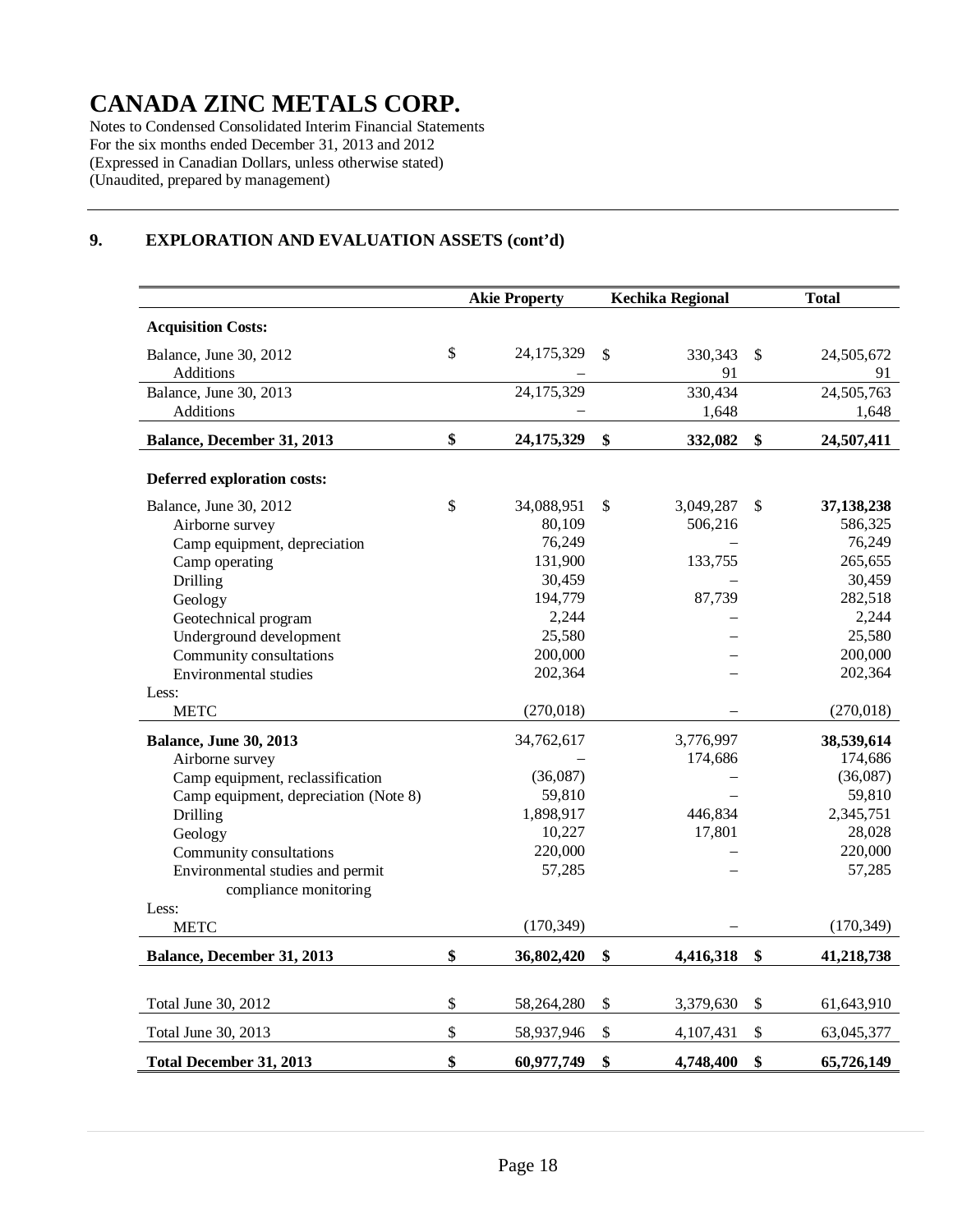# CANADA ZINC METALS CORP.

Notes to Condensed Consolidated Interim Financial Statements
For the six months ended December 31, 2013 and 2012
(Expressed in Canadian Dollars, unless otherwise stated)
(Unaudited, prepared by management)

## 9. EXPLORATION AND EVALUATION ASSETS (cont'd)

| | Akie Property | Kechika Regional | Total |
|---|---|---|---|
| **Acquisition Costs:** | | | |
| Balance, June 30, 2012 | $ 24,175,329 | $ 330,343 | $ 24,505,672 |
| Additions | – | 91 | 91 |
| Balance, June 30, 2013 | 24,175,329 | 330,434 | 24,505,763 |
| Additions | – | 1,648 | 1,648 |
| **Balance, December 31, 2013** | **$ 24,175,329** | **$ 332,082** | **$ 24,507,411** |
| **Deferred exploration costs:** | | | |
| Balance, June 30, 2012 | $ 34,088,951 | $ 3,049,287 | $ **37,138,238** |
| Airborne survey | 80,109 | 506,216 | 586,325 |
| Camp equipment, depreciation | 76,249 | – | 76,249 |
| Camp operating | 131,900 | 133,755 | 265,655 |
| Drilling | 30,459 | – | 30,459 |
| Geology | 194,779 | 87,739 | 282,518 |
| Geotechnical program | 2,244 | – | 2,244 |
| Underground development | 25,580 | – | 25,580 |
| Community consultations | 200,000 | – | 200,000 |
| Environmental studies | 202,364 | – | 202,364 |
| Less: | | | |
| METC | (270,018) | – | (270,018) |
| **Balance, June 30, 2013** | 34,762,617 | 3,776,997 | **38,539,614** |
| Airborne survey | – | 174,686 | 174,686 |
| Camp equipment, reclassification | (36,087) | – | (36,087) |
| Camp equipment, depreciation (Note 8) | 59,810 | – | 59,810 |
| Drilling | 1,898,917 | 446,834 | 2,345,751 |
| Geology | 10,227 | 17,801 | 28,028 |
| Community consultations | 220,000 | – | 220,000 |
| Environmental studies and permit compliance monitoring | 57,285 | – | 57,285 |
| Less: | | | |
| METC | (170,349) | – | (170,349) |
| **Balance, December 31, 2013** | **$ 36,802,420** | **$ 4,416,318** | **$ 41,218,738** |
| Total June 30, 2012 | $ 58,264,280 | $ 3,379,630 | $ 61,643,910 |
| Total June 30, 2013 | $ 58,937,946 | $ 4,107,431 | $ 63,045,377 |
| **Total December 31, 2013** | **$ 60,977,749** | **$ 4,748,400** | **$ 65,726,149** |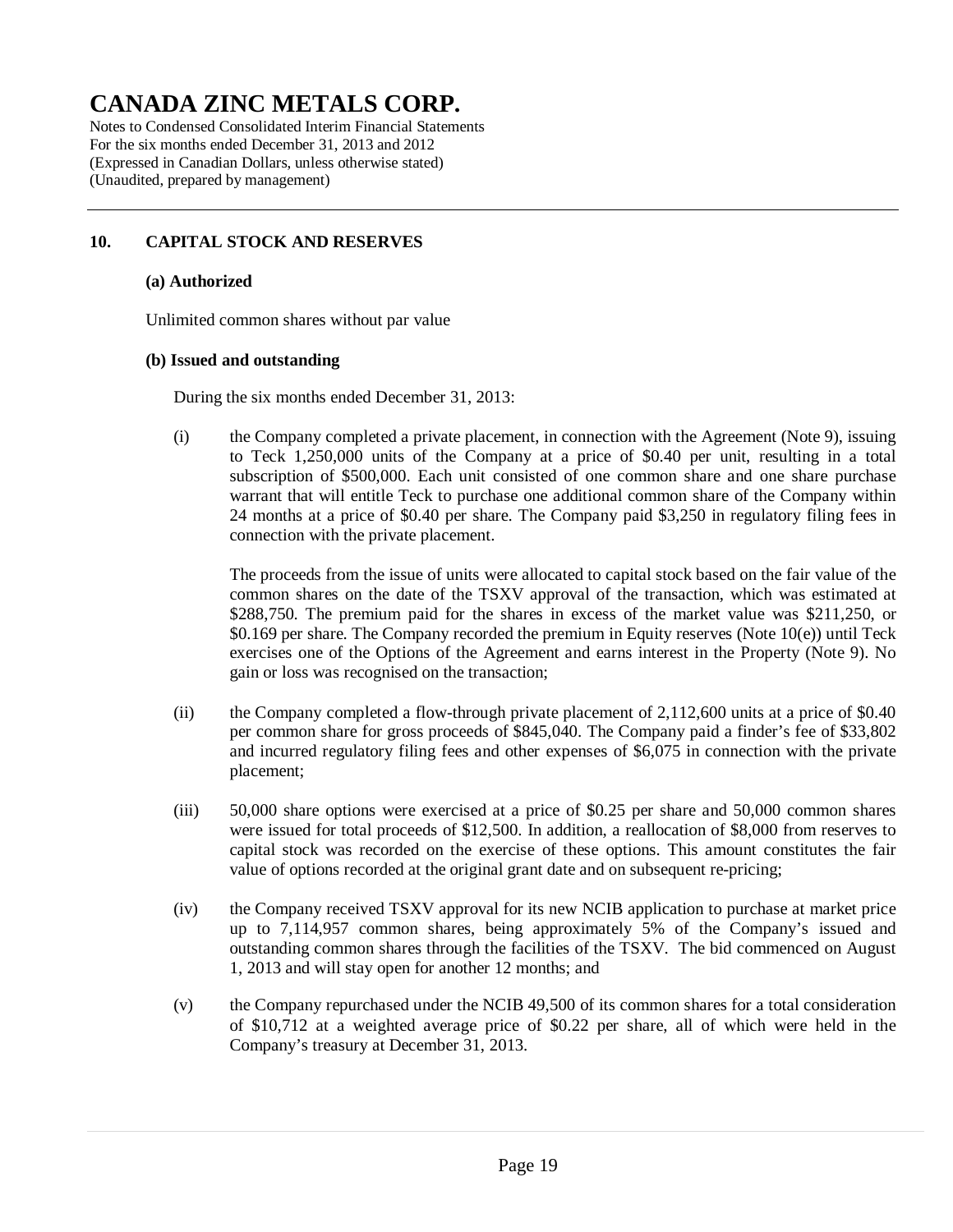# CANADA ZINC METALS CORP.

Notes to Condensed Consolidated Interim Financial Statements
For the six months ended December 31, 2013 and 2012
(Expressed in Canadian Dollars, unless otherwise stated)
(Unaudited, prepared by management)

## 10. CAPITAL STOCK AND RESERVES

### (a) Authorized

Unlimited common shares without par value

### (b) Issued and outstanding

During the six months ended December 31, 2013:

(i) the Company completed a private placement, in connection with the Agreement (Note 9), issuing to Teck 1,250,000 units of the Company at a price of $0.40 per unit, resulting in a total subscription of $500,000. Each unit consisted of one common share and one share purchase warrant that will entitle Teck to purchase one additional common share of the Company within 24 months at a price of $0.40 per share. The Company paid $3,250 in regulatory filing fees in connection with the private placement.

The proceeds from the issue of units were allocated to capital stock based on the fair value of the common shares on the date of the TSXV approval of the transaction, which was estimated at $288,750. The premium paid for the shares in excess of the market value was $211,250, or $0.169 per share. The Company recorded the premium in Equity reserves (Note 10(e)) until Teck exercises one of the Options of the Agreement and earns interest in the Property (Note 9). No gain or loss was recognised on the transaction;

(ii) the Company completed a flow-through private placement of 2,112,600 units at a price of $0.40 per common share for gross proceeds of $845,040. The Company paid a finder's fee of $33,802 and incurred regulatory filing fees and other expenses of $6,075 in connection with the private placement;

(iii) 50,000 share options were exercised at a price of $0.25 per share and 50,000 common shares were issued for total proceeds of $12,500. In addition, a reallocation of $8,000 from reserves to capital stock was recorded on the exercise of these options. This amount constitutes the fair value of options recorded at the original grant date and on subsequent re-pricing;

(iv) the Company received TSXV approval for its new NCIB application to purchase at market price up to 7,114,957 common shares, being approximately 5% of the Company's issued and outstanding common shares through the facilities of the TSXV. The bid commenced on August 1, 2013 and will stay open for another 12 months; and

(v) the Company repurchased under the NCIB 49,500 of its common shares for a total consideration of $10,712 at a weighted average price of $0.22 per share, all of which were held in the Company's treasury at December 31, 2013.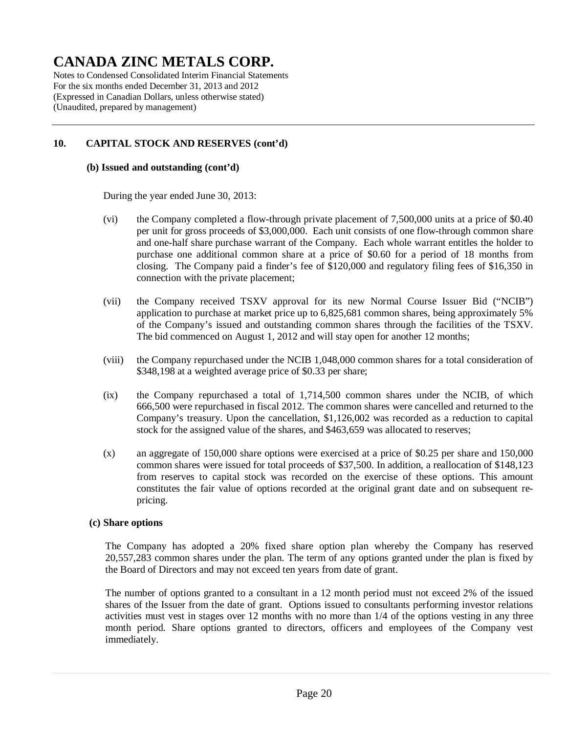## 10. CAPITAL STOCK AND RESERVES (cont'd)

### (b) Issued and outstanding (cont'd)

During the year ended June 30, 2013:

(vi) the Company completed a flow-through private placement of 7,500,000 units at a price of $0.40 per unit for gross proceeds of $3,000,000. Each unit consists of one flow-through common share and one-half share purchase warrant of the Company. Each whole warrant entitles the holder to purchase one additional common share at a price of $0.60 for a period of 18 months from closing. The Company paid a finder's fee of $120,000 and regulatory filing fees of $16,350 in connection with the private placement;

(vii) the Company received TSXV approval for its new Normal Course Issuer Bid ("NCIB") application to purchase at market price up to 6,825,681 common shares, being approximately 5% of the Company's issued and outstanding common shares through the facilities of the TSXV. The bid commenced on August 1, 2012 and will stay open for another 12 months;

(viii) the Company repurchased under the NCIB 1,048,000 common shares for a total consideration of $348,198 at a weighted average price of $0.33 per share;

(ix) the Company repurchased a total of 1,714,500 common shares under the NCIB, of which 666,500 were repurchased in fiscal 2012. The common shares were cancelled and returned to the Company's treasury. Upon the cancellation, $1,126,002 was recorded as a reduction to capital stock for the assigned value of the shares, and $463,659 was allocated to reserves;

(x) an aggregate of 150,000 share options were exercised at a price of $0.25 per share and 150,000 common shares were issued for total proceeds of $37,500. In addition, a reallocation of $148,123 from reserves to capital stock was recorded on the exercise of these options. This amount constitutes the fair value of options recorded at the original grant date and on subsequent re-pricing.

### (c) Share options

The Company has adopted a 20% fixed share option plan whereby the Company has reserved 20,557,283 common shares under the plan. The term of any options granted under the plan is fixed by the Board of Directors and may not exceed ten years from date of grant.

The number of options granted to a consultant in a 12 month period must not exceed 2% of the issued shares of the Issuer from the date of grant. Options issued to consultants performing investor relations activities must vest in stages over 12 months with no more than 1/4 of the options vesting in any three month period. Share options granted to directors, officers and employees of the Company vest immediately.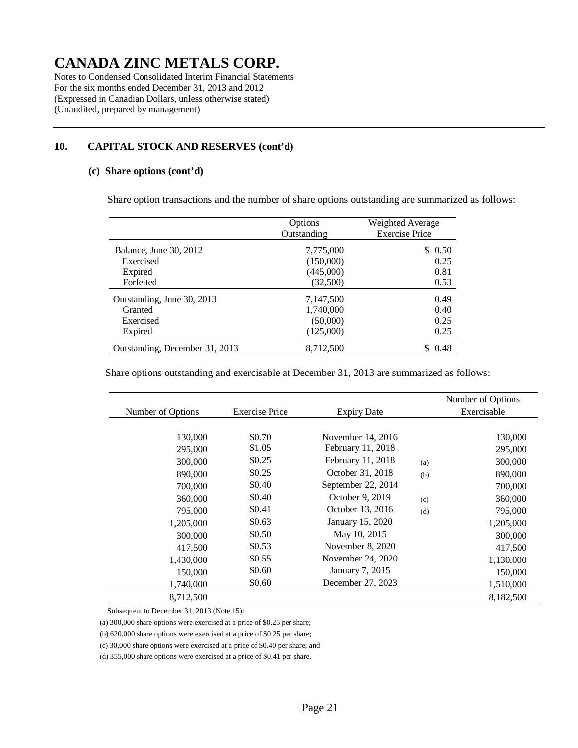# CANADA ZINC METALS CORP.

Notes to Condensed Consolidated Interim Financial Statements
For the six months ended December 31, 2013 and 2012
(Expressed in Canadian Dollars, unless otherwise stated)
(Unaudited, prepared by management)

## 10. CAPITAL STOCK AND RESERVES (cont'd)

### (c) Share options (cont'd)

Share option transaction and the number of share options outstanding are summarized as follows:

| | Options Outstanding | Weighted Average Exercise Price |
|---|---|---|
| Balance, June 30, 2012 | 7,775,000 | $ 0.50 |
| Exercised | (150,000) | 0.25 |
| Expired | (445,000) | 0.81 |
| Forfeited | (32,500) | 0.53 |
| Outstanding, June 30, 2013 | 7,147,500 | 0.49 |
| Granted | 1,740,000 | 0.40 |
| Exercised | (50,000) | 0.25 |
| Expired | (125,000) | 0.25 |
| Outstanding, December 31, 2013 | 8,712,500 | $ 0.48 |

Share options outstanding and exercisable at December 31, 2013 are summarized as follows:

| Number of Options | Exercise Price | Expiry Date | | Number of Options Exercisable |
|---|---|---|---|---|
| 130,000 | $0.70 | November 14, 2016 | | 130,000 |
| 295,000 | $1.05 | February 11, 2018 | | 295,000 |
| 300,000 | $0.25 | February 11, 2018 | (a) | 300,000 |
| 890,000 | $0.25 | October 31, 2018 | (b) | 890,000 |
| 700,000 | $0.40 | September 22, 2014 | | 700,000 |
| 360,000 | $0.40 | October 9, 2019 | (c) | 360,000 |
| 795,000 | $0.41 | October 13, 2016 | (d) | 795,000 |
| 1,205,000 | $0.63 | January 15, 2020 | | 1,205,000 |
| 300,000 | $0.50 | May 10, 2015 | | 300,000 |
| 417,500 | $0.53 | November 8, 2020 | | 417,500 |
| 1,430,000 | $0.55 | November 24, 2020 | | 1,130,000 |
| 150,000 | $0.60 | January 7, 2015 | | 150,000 |
| 1,740,000 | $0.60 | December 27, 2023 | | 1,510,000 |
| 8,712,500 | | | | 8,182,500 |

Subsequent to December 31, 2013 (Note 15):

(a) 300,000 share options were exercised at a price of $0.25 per share;

(b) 620,000 share options were exercised at a price of $0.25 per share;

(c) 30,000 share options were exercised at a price of $0.40 per share; and

(d) 355,000 share options were exercised at a price of $0.41 per share.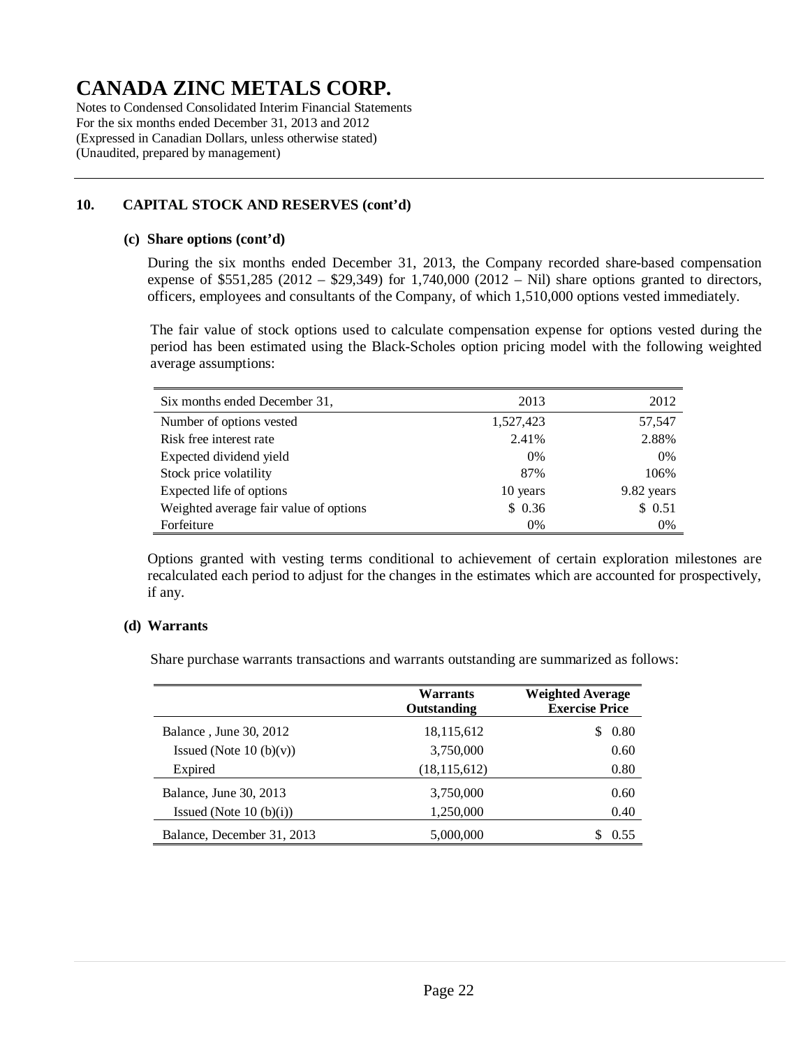# CANADA ZINC METALS CORP.

Notes to Condensed Consolidated Interim Financial Statements
For the six months ended December 31, 2013 and 2012
(Expressed in Canadian Dollars, unless otherwise stated)
(Unaudited, prepared by management)

## 10. CAPITAL STOCK AND RESERVES (cont'd)

### (c) Share options (cont'd)

During the six months ended December 31, 2013, the Company recorded share-based compensation expense of $551,285 (2012 – $29,349) for 1,740,000 (2012 – Nil) share options granted to directors, officers, employees and consultants of the Company, of which 1,510,000 options vested immediately.

The fair value of stock options used to calculate compensation expense for options vested during the period has been estimated using the Black-Scholes option pricing model with the following weighted average assumptions:

| Six months ended December 31, | 2013 | 2012 |
|---|---|---|
| Number of options vested | 1,527,423 | 57,547 |
| Risk free interest rate | 2.41% | 2.88% |
| Expected dividend yield | 0% | 0% |
| Stock price volatility | 87% | 106% |
| Expected life of options | 10 years | 9.82 years |
| Weighted average fair value of options | $ 0.36 | $ 0.51 |
| Forfeiture | 0% | 0% |

Options granted with vesting terms conditional to achievement of certain exploration milestones are recalculated each period to adjust for the changes in the estimates which are accounted for prospectively, if any.

### (d) Warrants

Share purchase warrants transactions and warrants outstanding are summarized as follows:

| | Warrants Outstanding | Weighted Average Exercise Price |
|---|---|---|
| Balance , June 30, 2012 | 18,115,612 | $ 0.80 |
| Issued (Note 10 (b)(v)) | 3,750,000 | 0.60 |
| Expired | (18,115,612) | 0.80 |
| Balance, June 30, 2013 | 3,750,000 | 0.60 |
| Issued (Note 10 (b)(i)) | 1,250,000 | 0.40 |
| Balance, December 31, 2013 | 5,000,000 | $ 0.55 |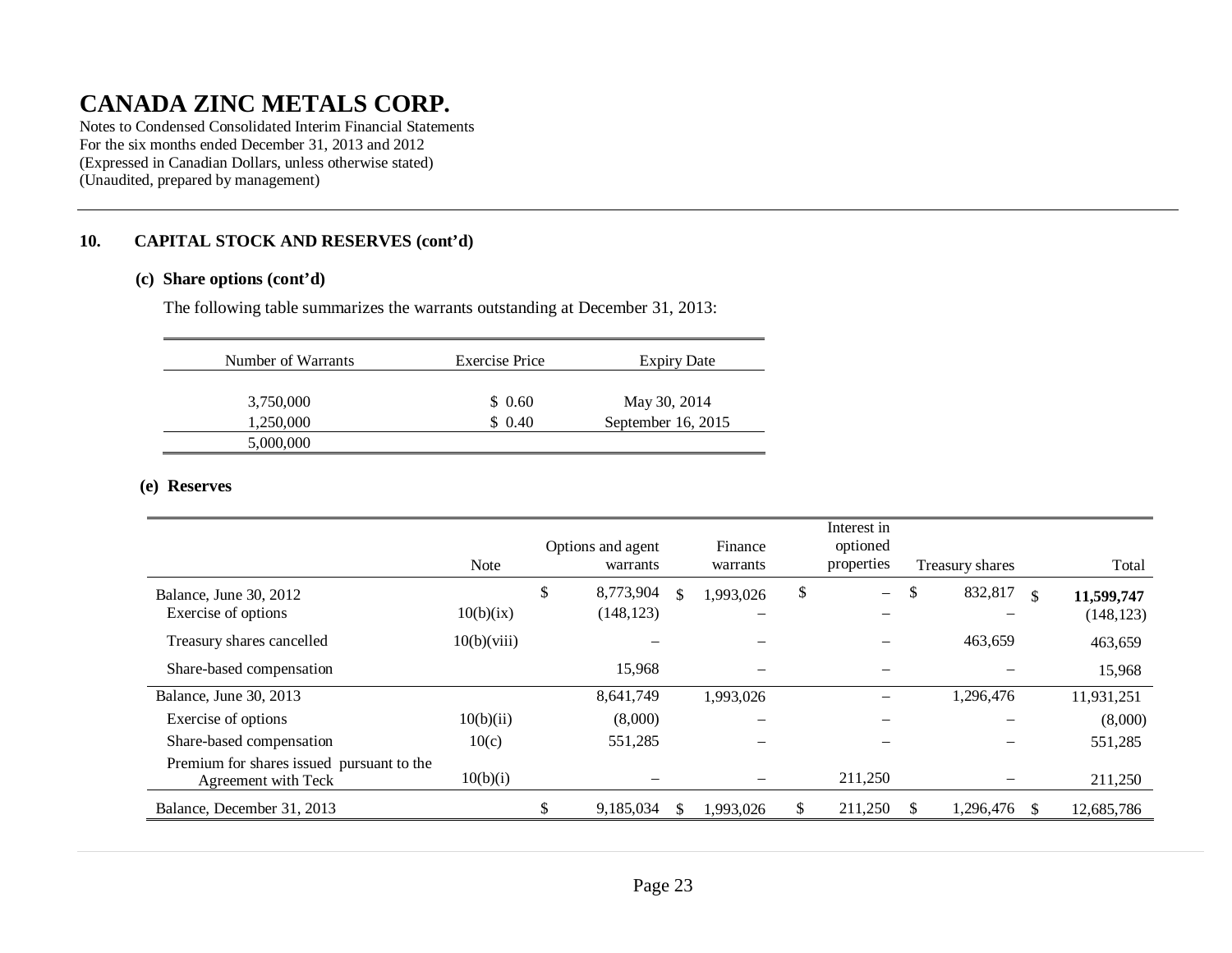# CANADA ZINC METALS CORP.

Notes to Condensed Consolidated Interim Financial Statements
For the six months ended December 31, 2013 and 2012
(Expressed in Canadian Dollars, unless otherwise stated)
(Unaudited, prepared by management)

## 10. CAPITAL STOCK AND RESERVES (cont'd)

### (c) Share options (cont'd)

The following table summarizes the warrants outstanding at December 31, 2013:

| Number of Warrants | Exercise Price | Expiry Date |
|---|---|---|
| 3,750,000 | $ 0.60 | May 30, 2014 |
| 1,250,000 | $ 0.40 | September 16, 2015 |
| 5,000,000 | | |

### (e) Reserves

| | Note | Options and agent warrants | Finance warrants | Interest in optioned properties | Treasury shares | Total |
|---|---|---|---|---|---|---|
| Balance, June 30, 2012 | | $ 8,773,904 | $ 1,993,026 | $ – | $ 832,817 | $ **11,599,747** |
| Exercise of options | 10(b)(ix) | (148,123) | – | – | – | (148,123) |
| Treasury shares cancelled | 10(b)(viii) | – | – | – | 463,659 | 463,659 |
| Share-based compensation | | 15,968 | – | – | – | 15,968 |
| Balance, June 30, 2013 | | 8,641,749 | 1,993,026 | – | 1,296,476 | 11,931,251 |
| Exercise of options | 10(b)(ii) | (8,000) | – | – | – | (8,000) |
| Share-based compensation | 10(c) | 551,285 | – | – | – | 551,285 |
| Premium for shares issued pursuant to the Agreement with Teck | 10(b)(i) | – | – | 211,250 | – | 211,250 |
| Balance, December 31, 2013 | | $ 9,185,034 | $ 1,993,026 | $ 211,250 | $ 1,296,476 | $ 12,685,786 |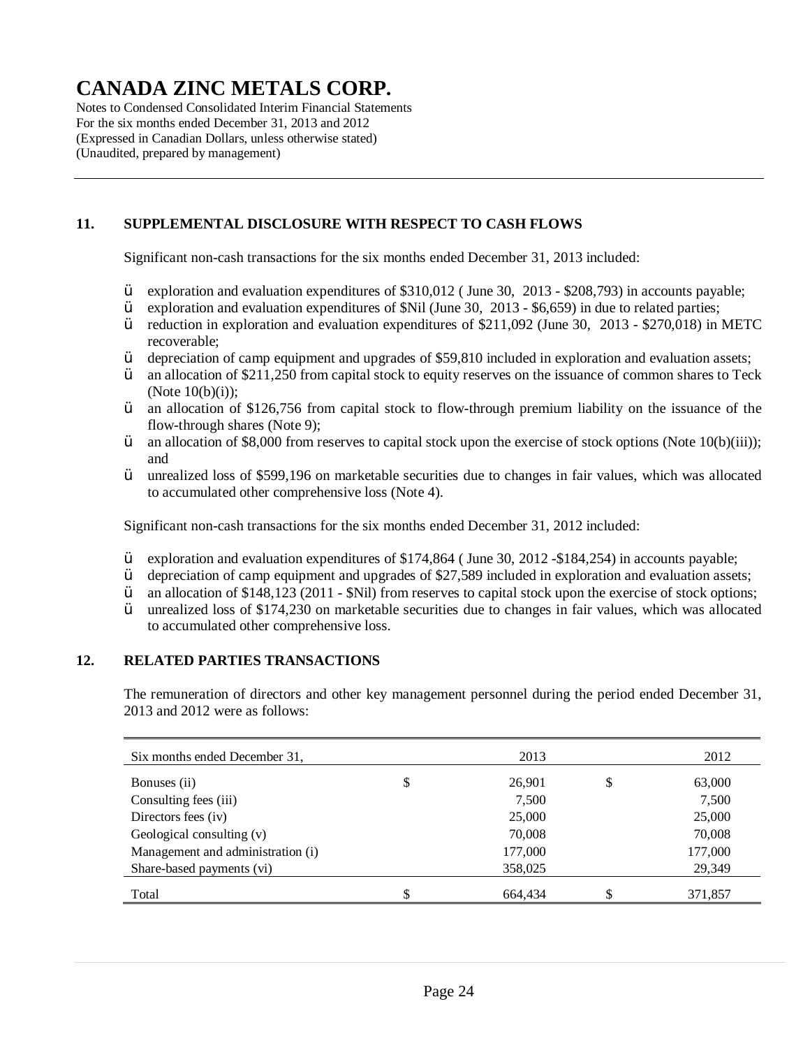# CANADA ZINC METALS CORP.

Notes to Condensed Consolidated Interim Financial Statements
For the six months ended December 31, 2013 and 2012
(Expressed in Canadian Dollars, unless otherwise stated)
(Unaudited, prepared by management)

## 11. SUPPLEMENTAL DISCLOSURE WITH RESPECT TO CASH FLOWS

Significant non-cash transactions for the six months ended December 31, 2013 included:

- exploration and evaluation expenditures of $310,012 ( June 30, 2013 - $208,793) in accounts payable;
- exploration and evaluation expenditures of $Nil (June 30, 2013 - $6,659) in due to related parties;
- reduction in exploration and evaluation expenditures of $211,092 (June 30, 2013 - $270,018) in METC recoverable;
- depreciation of camp equipment and upgrades of $59,810 included in exploration and evaluation assets;
- an allocation of $211,250 from capital stock to equity reserves on the issuance of common shares to Teck (Note 10(b)(i));
- an allocation of $126,756 from capital stock to flow-through premium liability on the issuance of the flow-through shares (Note 9);
- an allocation of $8,000 from reserves to capital stock upon the exercise of stock options (Note 10(b)(iii)); and
- unrealized loss of $599,196 on marketable securities due to changes in fair values, which was allocated to accumulated other comprehensive loss (Note 4).

Significant non-cash transactions for the six months ended December 31, 2012 included:

- exploration and evaluation expenditures of $174,864 ( June 30, 2012 -$184,254) in accounts payable;
- depreciation of camp equipment and upgrades of $27,589 included in exploration and evaluation assets;
- an allocation of $148,123 (2011 - $Nil) from reserves to capital stock upon the exercise of stock options;
- unrealized loss of $174,230 on marketable securities due to changes in fair values, which was allocated to accumulated other comprehensive loss.

## 12. RELATED PARTIES TRANSACTIONS

The remuneration of directors and other key management personnel during the period ended December 31, 2013 and 2012 were as follows:

| Six months ended December 31, | 2013 | 2012 |
|---|---|---|
| Bonuses (ii) | $ 26,901 | $ 63,000 |
| Consulting fees (iii) | 7,500 | 7,500 |
| Directors fees (iv) | 25,000 | 25,000 |
| Geological consulting (v) | 70,008 | 70,008 |
| Management and administration (i) | 177,000 | 177,000 |
| Share-based payments (vi) | 358,025 | 29,349 |
| Total | $ 664,434 | $ 371,857 |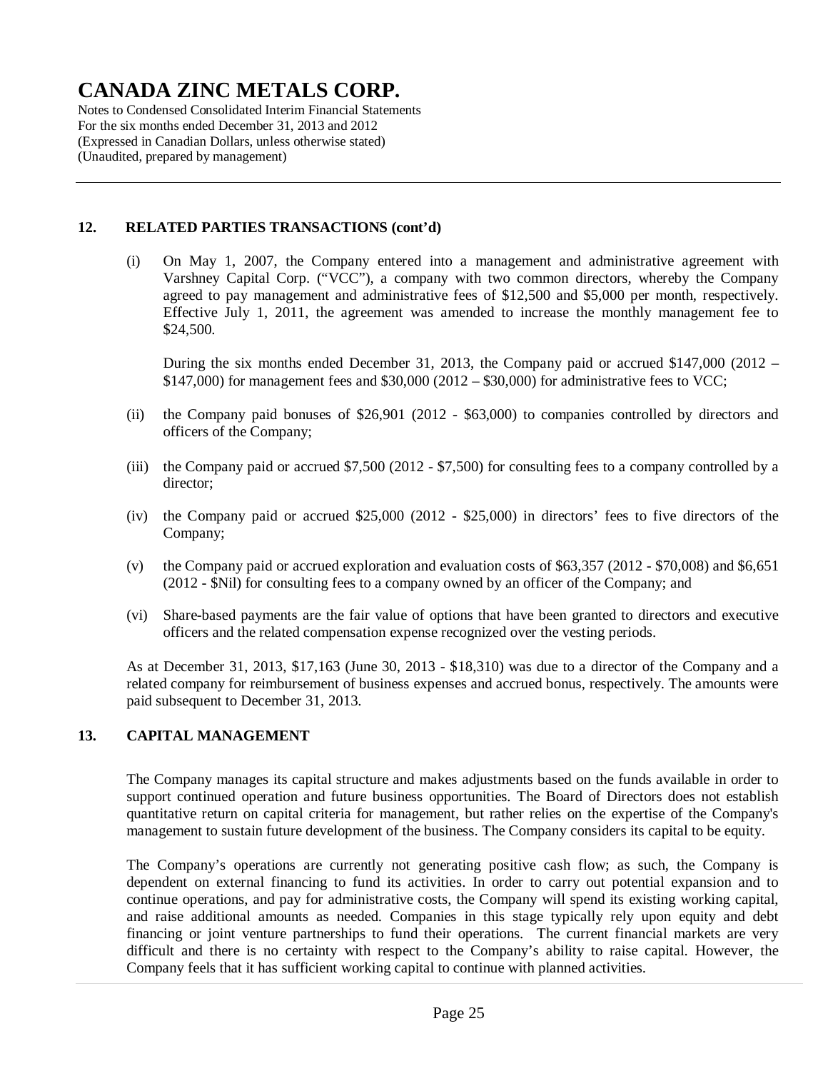## 12. RELATED PARTIES TRANSACTIONS (cont'd)

(i) On May 1, 2007, the Company entered into a management and administrative agreement with Varshney Capital Corp. ("VCC"), a company with two common directors, whereby the Company agreed to pay management and administrative fees of $12,500 and $5,000 per month, respectively. Effective July 1, 2011, the agreement was amended to increase the monthly management fee to $24,500.

During the six months ended December 31, 2013, the Company paid or accrued $147,000 (2012 – $147,000) for management fees and $30,000 (2012 – $30,000) for administrative fees to VCC;

(ii) the Company paid bonuses of $26,901 (2012 - $63,000) to companies controlled by directors and officers of the Company;

(iii) the Company paid or accrued $7,500 (2012 - $7,500) for consulting fees to a company controlled by a director;

(iv) the Company paid or accrued $25,000 (2012 - $25,000) in directors' fees to five directors of the Company;

(v) the Company paid or accrued exploration and evaluation costs of $63,357 (2012 - $70,008) and $6,651 (2012 - $Nil) for consulting fees to a company owned by an officer of the Company; and

(vi) Share-based payments are the fair value of options that have been granted to directors and executive officers and the related compensation expense recognized over the vesting periods.

As at December 31, 2013, $17,163 (June 30, 2013 - $18,310) was due to a director of the Company and a related company for reimbursement of business expenses and accrued bonus, respectively. The amounts were paid subsequent to December 31, 2013.

## 13. CAPITAL MANAGEMENT

The Company manages its capital structure and makes adjustments based on the funds available in order to support continued operation and future business opportunities. The Board of Directors does not establish quantitative return on capital criteria for management, but rather relies on the expertise of the Company's management to sustain future development of the business. The Company considers its capital to be equity.

The Company's operations are currently not generating positive cash flow; as such, the Company is dependent on external financing to fund its activities. In order to carry out potential expansion and to continue operations, and pay for administrative costs, the Company will spend its existing working capital, and raise additional amounts as needed. Companies in this stage typically rely upon equity and debt financing or joint venture partnerships to fund their operations. The current financial markets are very difficult and there is no certainty with respect to the Company's ability to raise capital. However, the Company feels that it has sufficient working capital to continue with planned activities.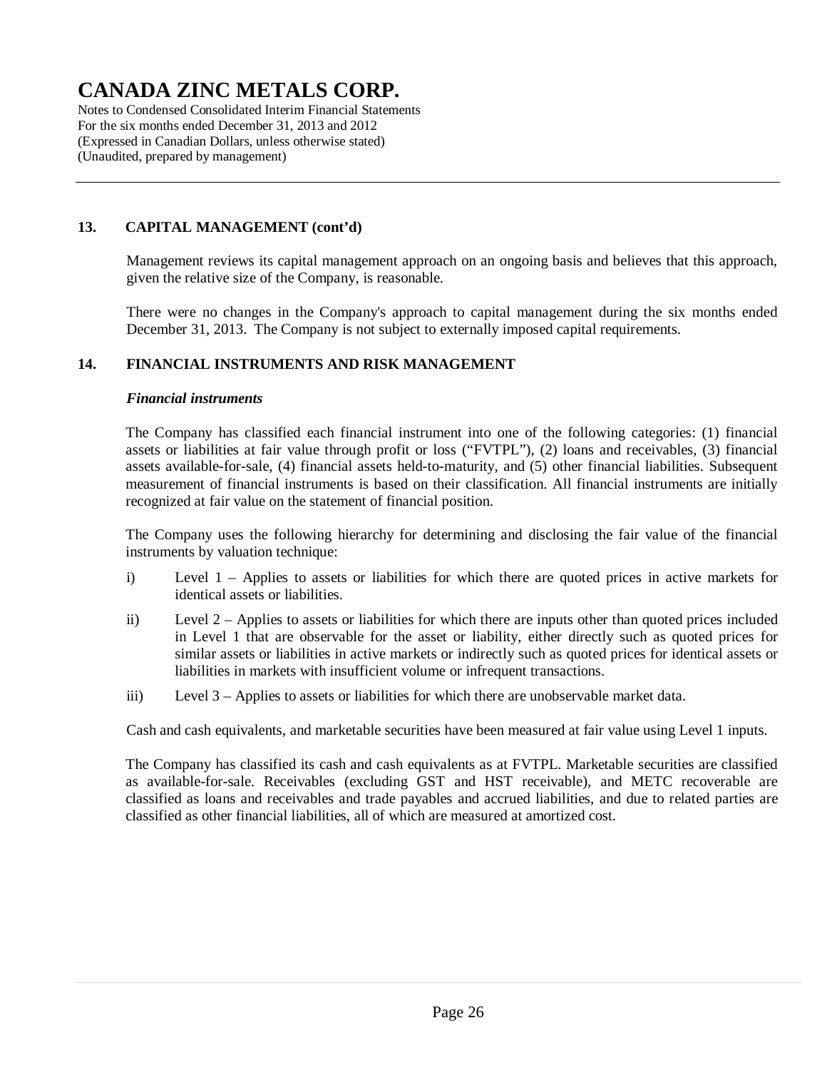## 13. CAPITAL MANAGEMENT (cont'd)

Management reviews its capital management approach on an ongoing basis and believes that this approach, given the relative size of the Company, is reasonable.

There were no changes in the Company's approach to capital management during the six months ended December 31, 2013. The Company is not subject to externally imposed capital requirements.

## 14. FINANCIAL INSTRUMENTS AND RISK MANAGEMENT

### *Financial instruments*

The Company has classified each financial instrument into one of the following categories: (1) financial assets or liabilities at fair value through profit or loss ("FVTPL"), (2) loans and receivables, (3) financial assets available-for-sale, (4) financial assets held-to-maturity, and (5) other financial liabilities. Subsequent measurement of financial instruments is based on their classification. All financial instruments are initially recognized at fair value on the statement of financial position.

The Company uses the following hierarchy for determining and disclosing the fair value of the financial instruments by valuation technique:

i) Level 1 – Applies to assets or liabilities for which there are quoted prices in active markets for identical assets or liabilities.

ii) Level 2 – Applies to assets or liabilities for which there are inputs other than quoted prices included in Level 1 that are observable for the asset or liability, either directly such as quoted prices for similar assets or liabilities in active markets or indirectly such as quoted prices for identical assets or liabilities in markets with insufficient volume or infrequent transactions.

iii) Level 3 – Applies to assets or liabilities for which there are unobservable market data.

Cash and cash equivalents, and marketable securities have been measured at fair value using Level 1 inputs.

The Company has classified its cash and cash equivalents as at FVTPL. Marketable securities are classified as available-for-sale. Receivables (excluding GST and HST receivable), and METC recoverable are classified as loans and receivables and trade payables and accrued liabilities, and due to related parties are classified as other financial liabilities, all of which are measured at amortized cost.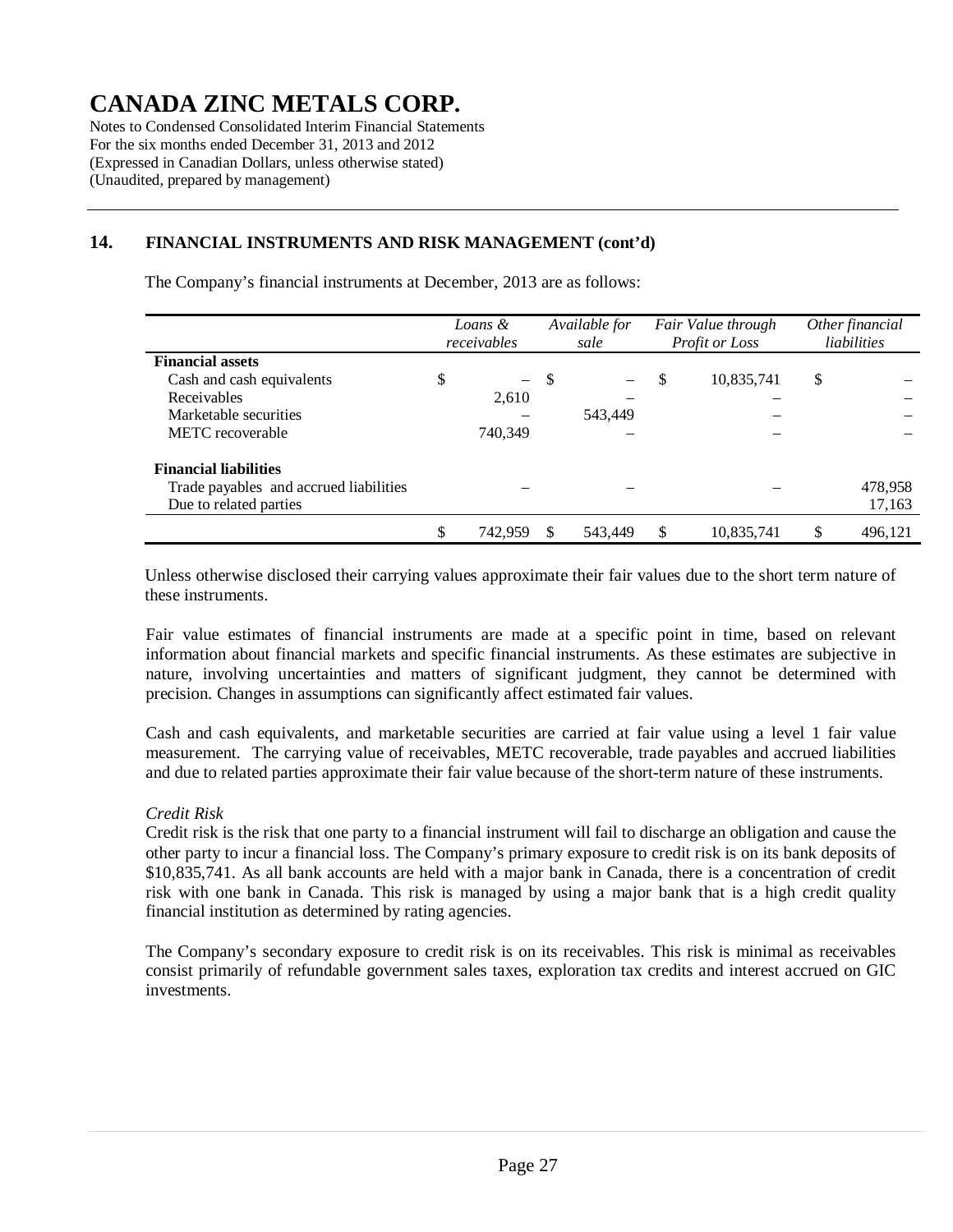# CANADA ZINC METALS CORP.

Notes to Condensed Consolidated Interim Financial Statements
For the six months ended December 31, 2013 and 2012
(Expressed in Canadian Dollars, unless otherwise stated)
(Unaudited, prepared by management)

## 14. FINANCIAL INSTRUMENTS AND RISK MANAGEMENT (cont'd)

The Company's financial instruments at December, 2013 are as follows:

| | *Loans & receivables* | *Available for sale* | *Fair Value through Profit or Loss* | *Other financial liabilities* |
|---|---|---|---|---|
| **Financial assets** | | | | |
| Cash and cash equivalents | $ – | $ – | $ 10,835,741 | $ – |
| Receivables | 2,610 | – | – | – |
| Marketable securities | – | 543,449 | – | – |
| METC recoverable | 740,349 | – | – | – |
| **Financial liabilities** | | | | |
| Trade payables and accrued liabilities | – | – | – | 478,958 |
| Due to related parties | | | | 17,163 |
| | $ 742,959 | $ 543,449 | $ 10,835,741 | $ 496,121 |

Unless otherwise disclosed their carrying values approximate their fair values due to the short term nature of these instruments.

Fair value estimates of financial instruments are made at a specific point in time, based on relevant information about financial markets and specific financial instruments. As these estimates are subjective in nature, involving uncertainties and matters of significant judgment, they cannot be determined with precision. Changes in assumptions can significantly affect estimated fair values.

Cash and cash equivalents, and marketable securities are carried at fair value using a level 1 fair value measurement. The carrying value of receivables, METC recoverable, trade payables and accrued liabilities and due to related parties approximate their fair value because of the short-term nature of these instruments.

*Credit Risk*

Credit risk is the risk that one party to a financial instrument will fail to discharge an obligation and cause the other party to incur a financial loss. The Company's primary exposure to credit risk is on its bank deposits of $10,835,741. As all bank accounts are held with a major bank in Canada, there is a concentration of credit risk with one bank in Canada. This risk is managed by using a major bank that is a high credit quality financial institution as determined by rating agencies.

The Company's secondary exposure to credit risk is on its receivables. This risk is minimal as receivables consist primarily of refundable government sales taxes, exploration tax credits and interest accrued on GIC investments.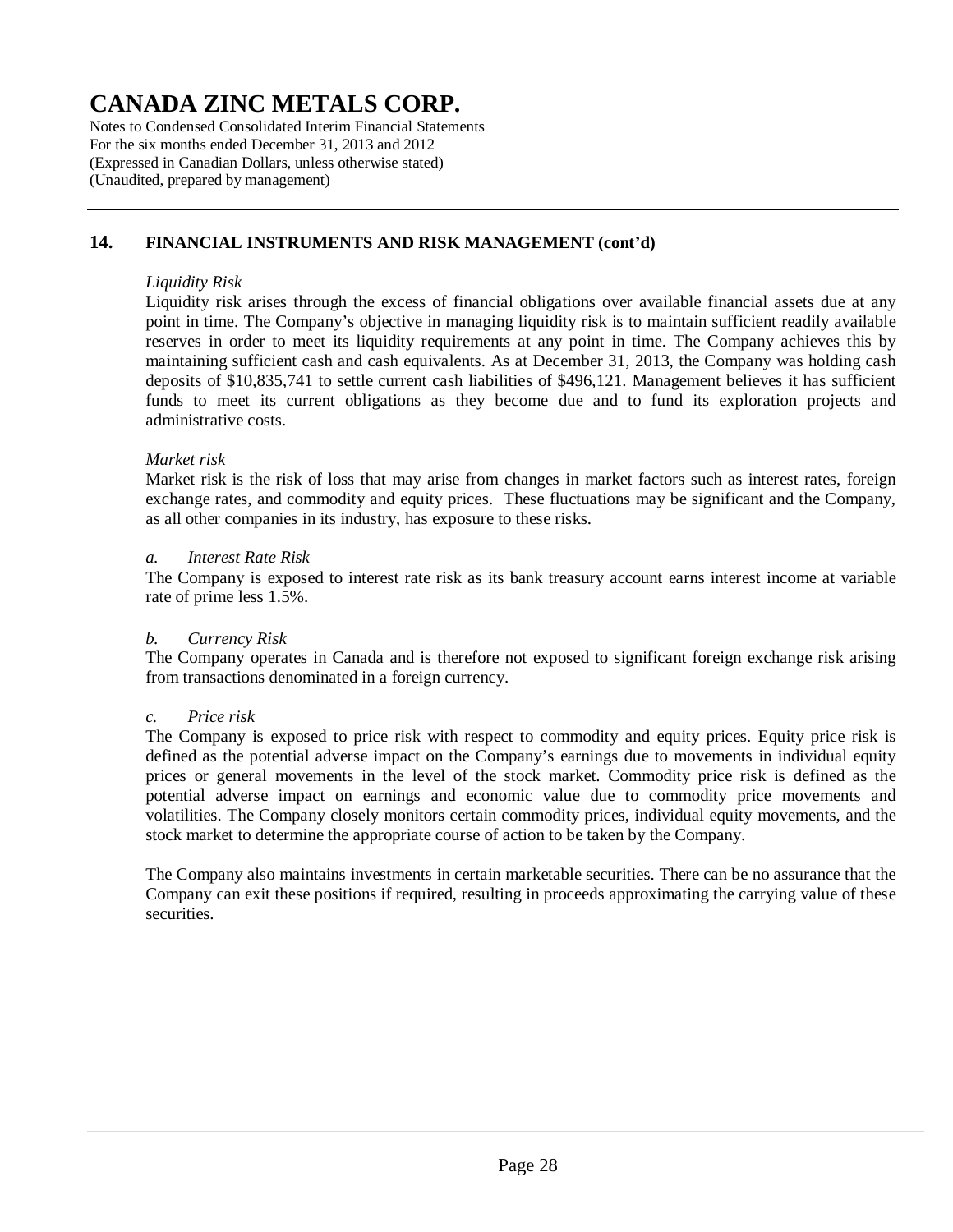## 14. FINANCIAL INSTRUMENTS AND RISK MANAGEMENT (cont'd)

*Liquidity Risk*

Liquidity risk arises through the excess of financial obligations over available financial assets due at any point in time. The Company's objective in managing liquidity risk is to maintain sufficient readily available reserves in order to meet its liquidity requirements at any point in time. The Company achieves this by maintaining sufficient cash and cash equivalents. As at December 31, 2013, the Company was holding cash deposits of $10,835,741 to settle current cash liabilities of $496,121. Management believes it has sufficient funds to meet its current obligations as they become due and to fund its exploration projects and administrative costs.

*Market risk*

Market risk is the risk of loss that may arise from changes in market factors such as interest rates, foreign exchange rates, and commodity and equity prices. These fluctuations may be significant and the Company, as all other companies in its industry, has exposure to these risks.

*a. Interest Rate Risk*

The Company is exposed to interest rate risk as its bank treasury account earns interest income at variable rate of prime less 1.5%.

*b. Currency Risk*

The Company operates in Canada and is therefore not exposed to significant foreign exchange risk arising from transactions denominated in a foreign currency.

*c. Price risk*

The Company is exposed to price risk with respect to commodity and equity prices. Equity price risk is defined as the potential adverse impact on the Company's earnings due to movements in individual equity prices or general movements in the level of the stock market. Commodity price risk is defined as the potential adverse impact on earnings and economic value due to commodity price movements and volatilities. The Company closely monitors certain commodity prices, individual equity movements, and the stock market to determine the appropriate course of action to be taken by the Company.

The Company also maintains investments in certain marketable securities. There can be no assurance that the Company can exit these positions if required, resulting in proceeds approximating the carrying value of these securities.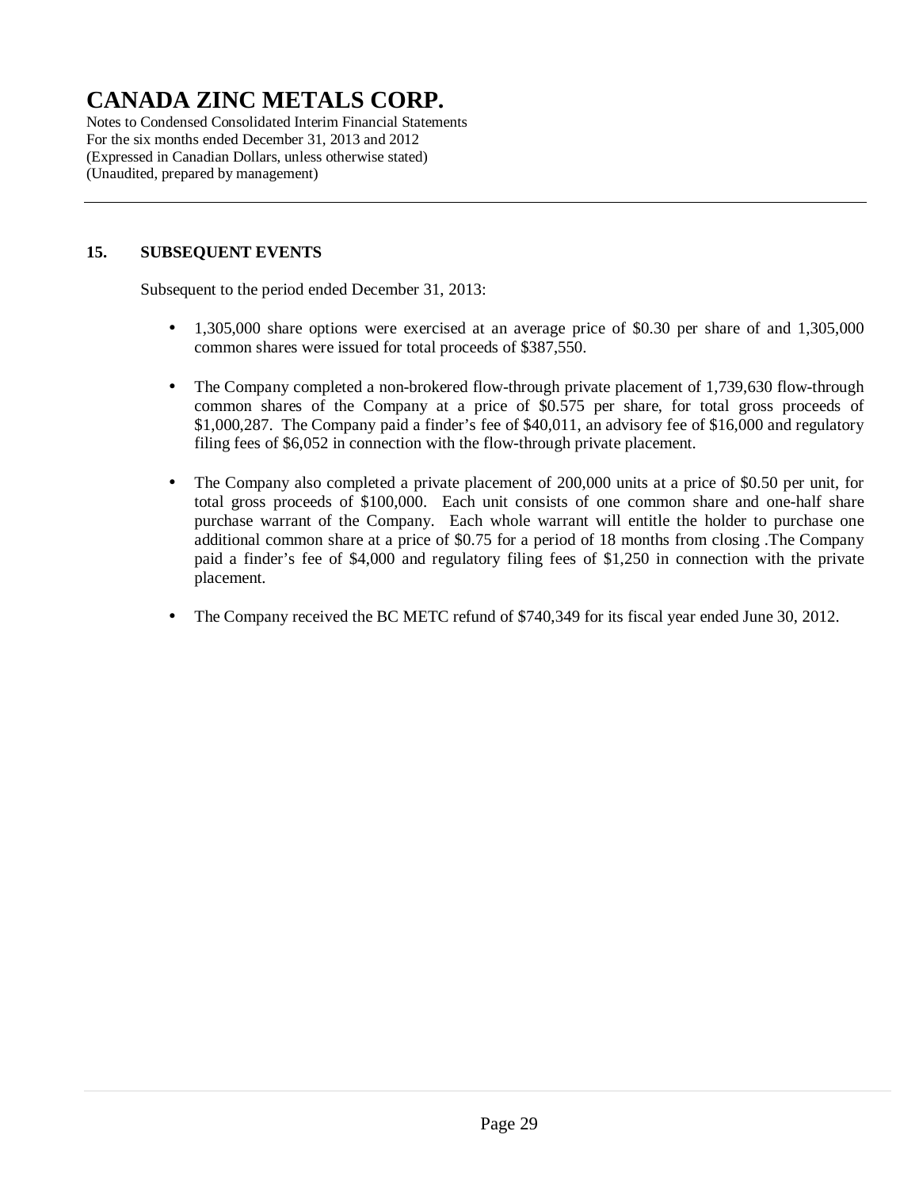# CANADA ZINC METALS CORP.

Notes to Condensed Consolidated Interim Financial Statements
For the six months ended December 31, 2013 and 2012
(Expressed in Canadian Dollars, unless otherwise stated)
(Unaudited, prepared by management)

## 15. SUBSEQUENT EVENTS

Subsequent to the period ended December 31, 2013:

- 1,305,000 share options were exercised at an average price of $0.30 per share of and 1,305,000 common shares were issued for total proceeds of $387,550.

- The Company completed a non-brokered flow-through private placement of 1,739,630 flow-through common shares of the Company at a price of $0.575 per share, for total gross proceeds of $1,000,287. The Company paid a finder's fee of $40,011, an advisory fee of $16,000 and regulatory filing fees of $6,052 in connection with the flow-through private placement.

- The Company also completed a private placement of 200,000 units at a price of $0.50 per unit, for total gross proceeds of $100,000. Each unit consists of one common share and one-half share purchase warrant of the Company. Each whole warrant will entitle the holder to purchase one additional common share at a price of $0.75 for a period of 18 months from closing .The Company paid a finder's fee of $4,000 and regulatory filing fees of $1,250 in connection with the private placement.

- The Company received the BC METC refund of $740,349 for its fiscal year ended June 30, 2012.